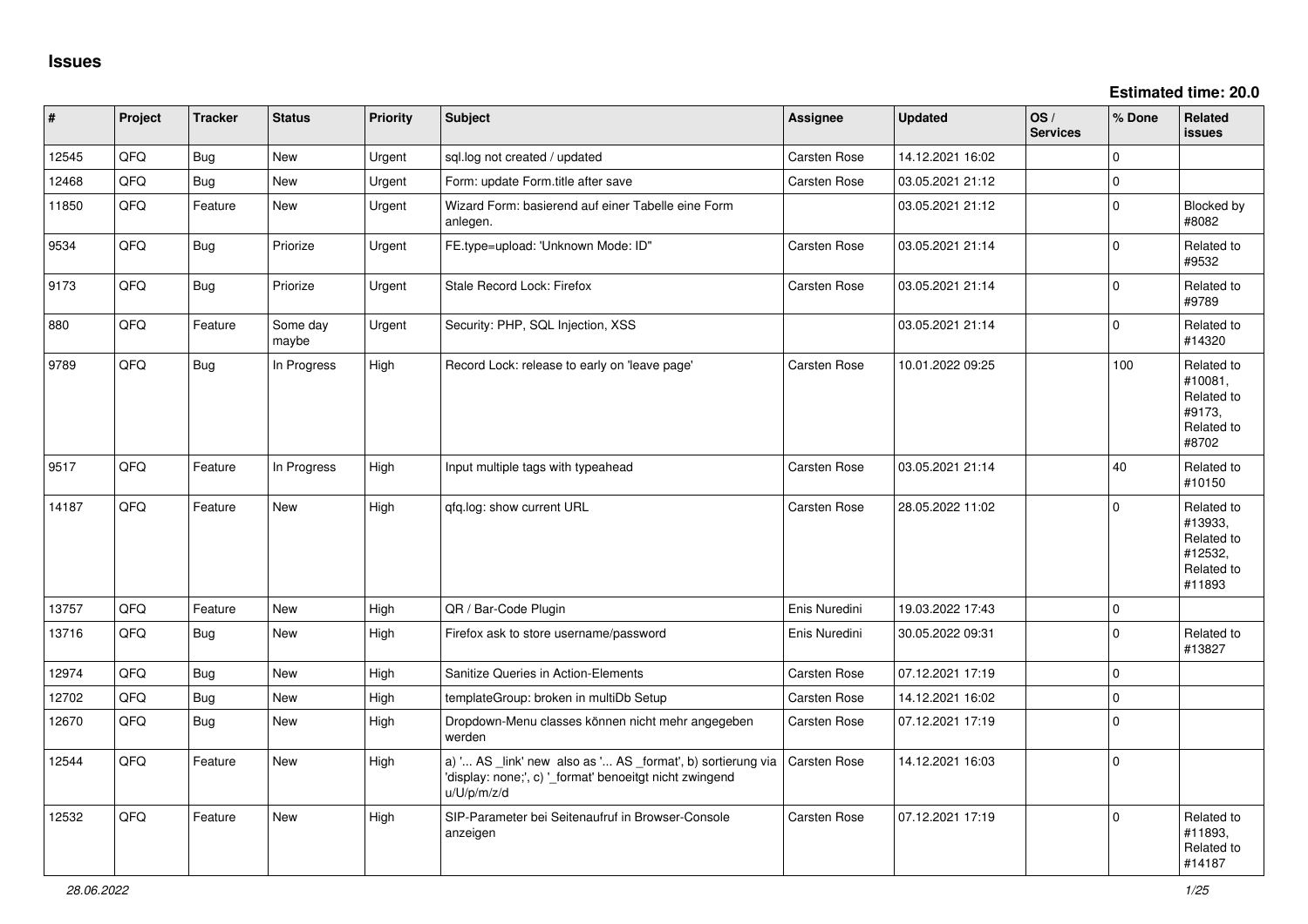# Issues

**Estimated time: 20.0**

| # | Project | Tracker | Status | Priority | Subject | Assignee | Updated | OS / Services | % Done | Related issues |
|---|---|---|---|---|---|---|---|---|---|---|
| 12545 | QFQ | Bug | New | Urgent | sql.log not created / updated | Carsten Rose | 14.12.2021 16:02 | | 0 | |
| 12468 | QFQ | Bug | New | Urgent | Form: update Form.title after save | Carsten Rose | 03.05.2021 21:12 | | 0 | |
| 11850 | QFQ | Feature | New | Urgent | Wizard Form: basierend auf einer Tabelle eine Form anlegen. | | 03.05.2021 21:12 | | 0 | Blocked by #8082 |
| 9534 | QFQ | Bug | Priorize | Urgent | FE.type=upload: 'Unknown Mode: ID" | Carsten Rose | 03.05.2021 21:14 | | 0 | Related to #9532 |
| 9173 | QFQ | Bug | Priorize | Urgent | Stale Record Lock: Firefox | Carsten Rose | 03.05.2021 21:14 | | 0 | Related to #9789 |
| 880 | QFQ | Feature | Some day maybe | Urgent | Security: PHP, SQL Injection, XSS | | 03.05.2021 21:14 | | 0 | Related to #14320 |
| 9789 | QFQ | Bug | In Progress | High | Record Lock: release to early on 'leave page' | Carsten Rose | 10.01.2022 09:25 | | 100 | Related to #10081, Related to #9173, Related to #8702 |
| 9517 | QFQ | Feature | In Progress | High | Input multiple tags with typeahead | Carsten Rose | 03.05.2021 21:14 | | 40 | Related to #10150 |
| 14187 | QFQ | Feature | New | High | qfq.log: show current URL | Carsten Rose | 28.05.2022 11:02 | | 0 | Related to #13933, Related to #12532, Related to #11893 |
| 13757 | QFQ | Feature | New | High | QR / Bar-Code Plugin | Enis Nuredini | 19.03.2022 17:43 | | 0 | |
| 13716 | QFQ | Bug | New | High | Firefox ask to store username/password | Enis Nuredini | 30.05.2022 09:31 | | 0 | Related to #13827 |
| 12974 | QFQ | Bug | New | High | Sanitize Queries in Action-Elements | Carsten Rose | 07.12.2021 17:19 | | 0 | |
| 12702 | QFQ | Bug | New | High | templateGroup: broken in multiDb Setup | Carsten Rose | 14.12.2021 16:02 | | 0 | |
| 12670 | QFQ | Bug | New | High | Dropdown-Menu classes können nicht mehr angegeben werden | Carsten Rose | 07.12.2021 17:19 | | 0 | |
| 12544 | QFQ | Feature | New | High | a) '... AS _link' new also as '... AS _format', b) sortierung via 'display: none;', c) '_format' benoeitgt nicht zwingend u/U/p/m/z/d | Carsten Rose | 14.12.2021 16:03 | | 0 | |
| 12532 | QFQ | Feature | New | High | SIP-Parameter bei Seitenaufruf in Browser-Console anzeigen | Carsten Rose | 07.12.2021 17:19 | | 0 | Related to #11893, Related to #14187 |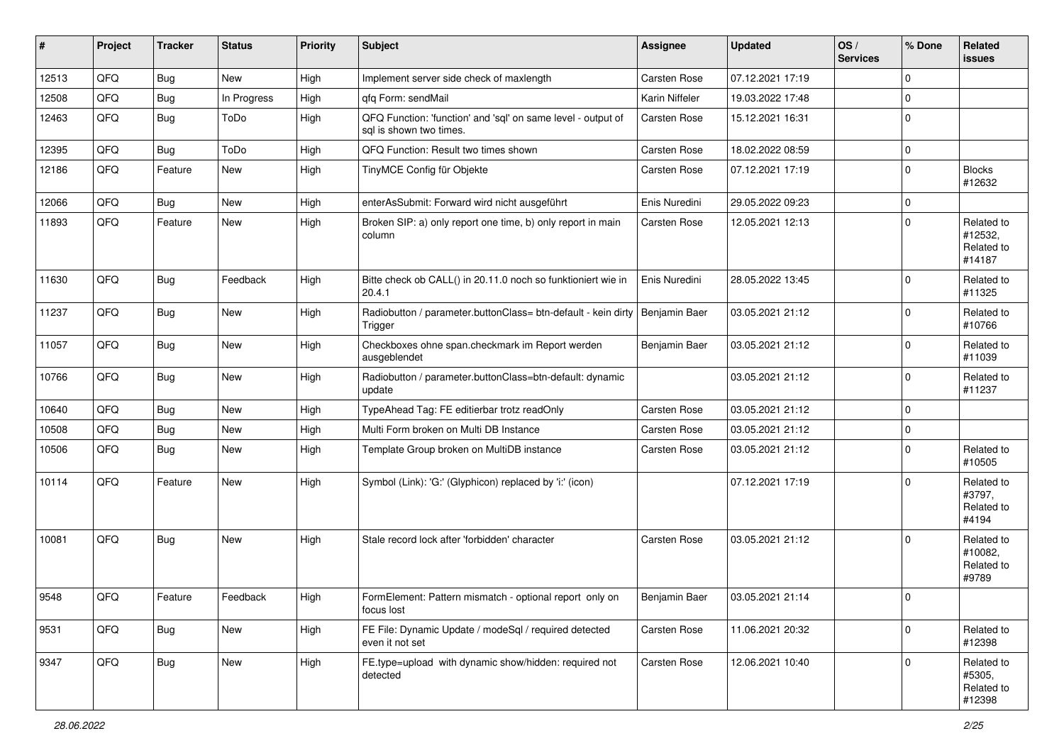| # | Project | Tracker | Status | Priority | Subject | Assignee | Updated | OS / Services | % Done | Related issues |
|---|---|---|---|---|---|---|---|---|---|---|
| 12513 | QFQ | Bug | New | High | Implement server side check of maxlength | Carsten Rose | 07.12.2021 17:19 | | 0 | |
| 12508 | QFQ | Bug | In Progress | High | qfq Form: sendMail | Karin Niffeler | 19.03.2022 17:48 | | 0 | |
| 12463 | QFQ | Bug | ToDo | High | QFQ Function: 'function' and 'sql' on same level - output of sql is shown two times. | Carsten Rose | 15.12.2021 16:31 | | 0 | |
| 12395 | QFQ | Bug | ToDo | High | QFQ Function: Result two times shown | Carsten Rose | 18.02.2022 08:59 | | 0 | |
| 12186 | QFQ | Feature | New | High | TinyMCE Config für Objekte | Carsten Rose | 07.12.2021 17:19 | | 0 | Blocks #12632 |
| 12066 | QFQ | Bug | New | High | enterAsSubmit: Forward wird nicht ausgeführt | Enis Nuredini | 29.05.2022 09:23 | | 0 | |
| 11893 | QFQ | Feature | New | High | Broken SIP: a) only report one time, b) only report in main column | Carsten Rose | 12.05.2021 12:13 | | 0 | Related to #12532, Related to #14187 |
| 11630 | QFQ | Bug | Feedback | High | Bitte check ob CALL() in 20.11.0 noch so funktioniert wie in 20.4.1 | Enis Nuredini | 28.05.2022 13:45 | | 0 | Related to #11325 |
| 11237 | QFQ | Bug | New | High | Radiobutton / parameter.buttonClass= btn-default - kein dirty Trigger | Benjamin Baer | 03.05.2021 21:12 | | 0 | Related to #10766 |
| 11057 | QFQ | Bug | New | High | Checkboxes ohne span.checkmark im Report werden ausgeblendet | Benjamin Baer | 03.05.2021 21:12 | | 0 | Related to #11039 |
| 10766 | QFQ | Bug | New | High | Radiobutton / parameter.buttonClass=btn-default: dynamic update | | 03.05.2021 21:12 | | 0 | Related to #11237 |
| 10640 | QFQ | Bug | New | High | TypeAhead Tag: FE editierbar trotz readOnly | Carsten Rose | 03.05.2021 21:12 | | 0 | |
| 10508 | QFQ | Bug | New | High | Multi Form broken on Multi DB Instance | Carsten Rose | 03.05.2021 21:12 | | 0 | |
| 10506 | QFQ | Bug | New | High | Template Group broken on MultiDB instance | Carsten Rose | 03.05.2021 21:12 | | 0 | Related to #10505 |
| 10114 | QFQ | Feature | New | High | Symbol (Link): 'G:' (Glyphicon) replaced by 'i:' (icon) | | 07.12.2021 17:19 | | 0 | Related to #3797, Related to #4194 |
| 10081 | QFQ | Bug | New | High | Stale record lock after 'forbidden' character | Carsten Rose | 03.05.2021 21:12 | | 0 | Related to #10082, Related to #9789 |
| 9548 | QFQ | Feature | Feedback | High | FormElement: Pattern mismatch - optional report only on focus lost | Benjamin Baer | 03.05.2021 21:14 | | 0 | |
| 9531 | QFQ | Bug | New | High | FE File: Dynamic Update / modeSql / required detected even it not set | Carsten Rose | 11.06.2021 20:32 | | 0 | Related to #12398 |
| 9347 | QFQ | Bug | New | High | FE.type=upload with dynamic show/hidden: required not detected | Carsten Rose | 12.06.2021 10:40 | | 0 | Related to #5305, Related to #12398 |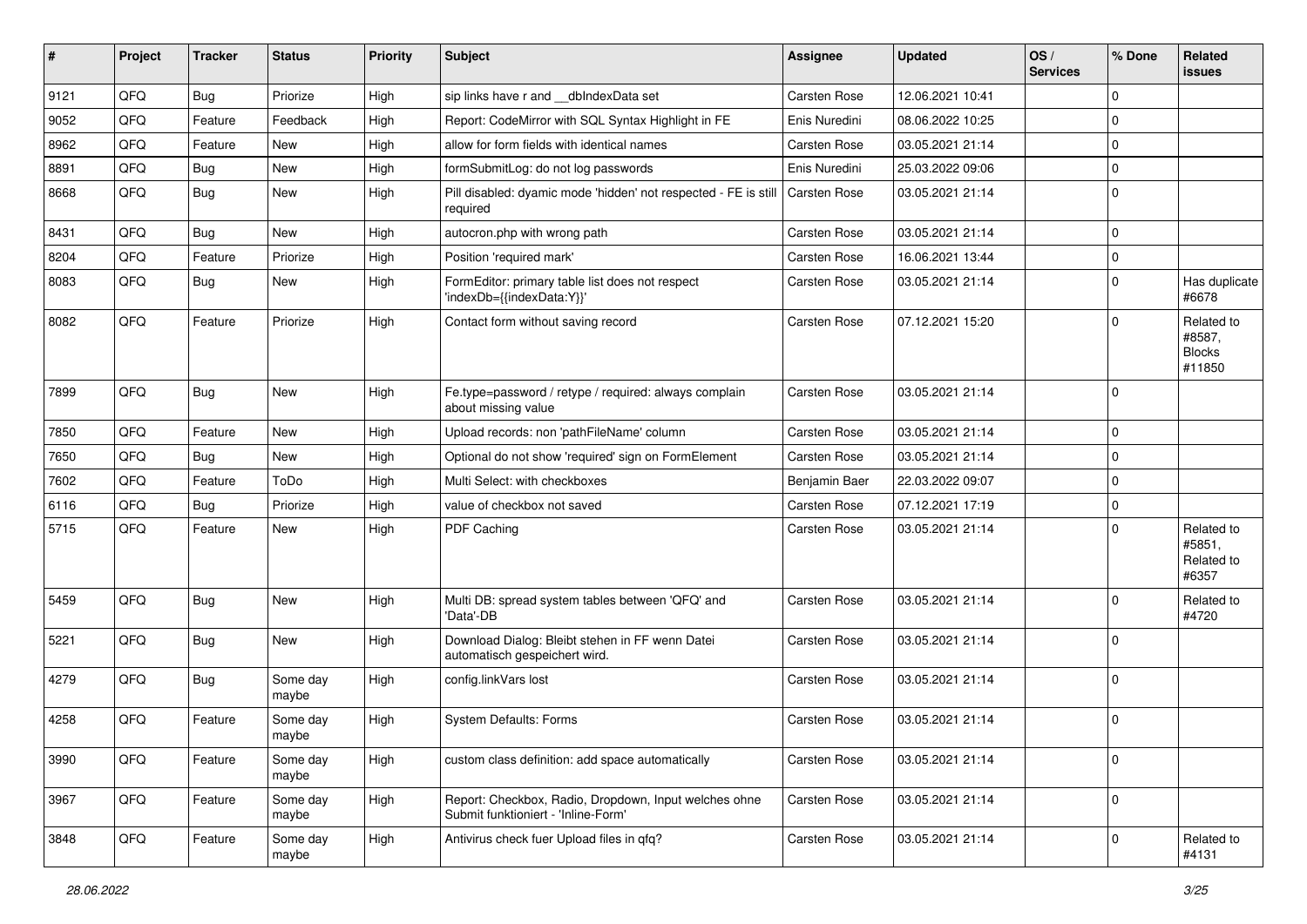| # | Project | Tracker | Status | Priority | Subject | Assignee | Updated | OS / Services | % Done | Related issues |
|---|---|---|---|---|---|---|---|---|---|---|
| 9121 | QFQ | Bug | Priorize | High | sip links have r and __dbIndexData set | Carsten Rose | 12.06.2021 10:41 | | 0 | |
| 9052 | QFQ | Feature | Feedback | High | Report: CodeMirror with SQL Syntax Highlight in FE | Enis Nuredini | 08.06.2022 10:25 | | 0 | |
| 8962 | QFQ | Feature | New | High | allow for form fields with identical names | Carsten Rose | 03.05.2021 21:14 | | 0 | |
| 8891 | QFQ | Bug | New | High | formSubmitLog: do not log passwords | Enis Nuredini | 25.03.2022 09:06 | | 0 | |
| 8668 | QFQ | Bug | New | High | Pill disabled: dyamic mode 'hidden' not respected - FE is still required | Carsten Rose | 03.05.2021 21:14 | | 0 | |
| 8431 | QFQ | Bug | New | High | autocron.php with wrong path | Carsten Rose | 03.05.2021 21:14 | | 0 | |
| 8204 | QFQ | Feature | Priorize | High | Position 'required mark' | Carsten Rose | 16.06.2021 13:44 | | 0 | |
| 8083 | QFQ | Bug | New | High | FormEditor: primary table list does not respect 'indexDb={{indexData:Y}}' | Carsten Rose | 03.05.2021 21:14 | | 0 | Has duplicate #6678 |
| 8082 | QFQ | Feature | Priorize | High | Contact form without saving record | Carsten Rose | 07.12.2021 15:20 | | 0 | Related to #8587, Blocks #11850 |
| 7899 | QFQ | Bug | New | High | Fe.type=password / retype / required: always complain about missing value | Carsten Rose | 03.05.2021 21:14 | | 0 | |
| 7850 | QFQ | Feature | New | High | Upload records: non 'pathFileName' column | Carsten Rose | 03.05.2021 21:14 | | 0 | |
| 7650 | QFQ | Bug | New | High | Optional do not show 'required' sign on FormElement | Carsten Rose | 03.05.2021 21:14 | | 0 | |
| 7602 | QFQ | Feature | ToDo | High | Multi Select: with checkboxes | Benjamin Baer | 22.03.2022 09:07 | | 0 | |
| 6116 | QFQ | Bug | Priorize | High | value of checkbox not saved | Carsten Rose | 07.12.2021 17:19 | | 0 | |
| 5715 | QFQ | Feature | New | High | PDF Caching | Carsten Rose | 03.05.2021 21:14 | | 0 | Related to #5851, Related to #6357 |
| 5459 | QFQ | Bug | New | High | Multi DB: spread system tables between 'QFQ' and 'Data'-DB | Carsten Rose | 03.05.2021 21:14 | | 0 | Related to #4720 |
| 5221 | QFQ | Bug | New | High | Download Dialog: Bleibt stehen in FF wenn Datei automatisch gespeichert wird. | Carsten Rose | 03.05.2021 21:14 | | 0 | |
| 4279 | QFQ | Bug | Some day maybe | High | config.linkVars lost | Carsten Rose | 03.05.2021 21:14 | | 0 | |
| 4258 | QFQ | Feature | Some day maybe | High | System Defaults: Forms | Carsten Rose | 03.05.2021 21:14 | | 0 | |
| 3990 | QFQ | Feature | Some day maybe | High | custom class definition: add space automatically | Carsten Rose | 03.05.2021 21:14 | | 0 | |
| 3967 | QFQ | Feature | Some day maybe | High | Report: Checkbox, Radio, Dropdown, Input welches ohne Submit funktioniert - 'Inline-Form' | Carsten Rose | 03.05.2021 21:14 | | 0 | |
| 3848 | QFQ | Feature | Some day maybe | High | Antivirus check fuer Upload files in qfq? | Carsten Rose | 03.05.2021 21:14 | | 0 | Related to #4131 |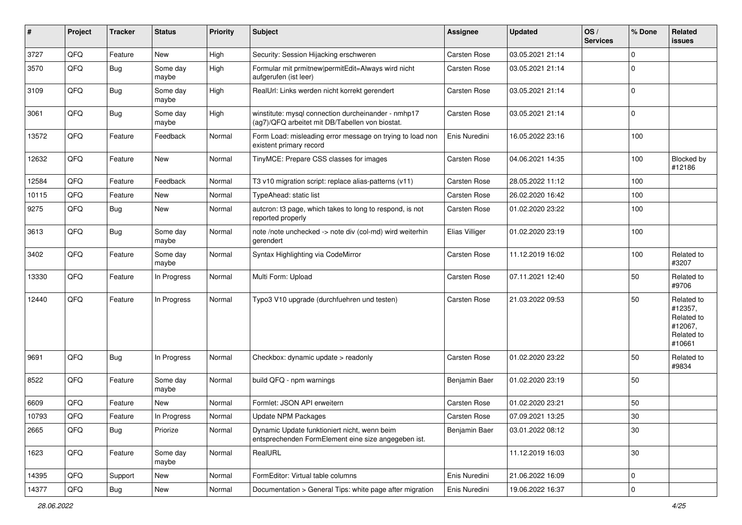| # | Project | Tracker | Status | Priority | Subject | Assignee | Updated | OS / Services | % Done | Related issues |
|---|---|---|---|---|---|---|---|---|---|---|
| 3727 | QFQ | Feature | New | High | Security: Session Hijacking erschweren | Carsten Rose | 03.05.2021 21:14 | | 0 | |
| 3570 | QFQ | Bug | Some day maybe | High | Formular mit prmitnew\|permitEdit=Always wird nicht aufgerufen (ist leer) | Carsten Rose | 03.05.2021 21:14 | | 0 | |
| 3109 | QFQ | Bug | Some day maybe | High | RealUrl: Links werden nicht korrekt gerendert | Carsten Rose | 03.05.2021 21:14 | | 0 | |
| 3061 | QFQ | Bug | Some day maybe | High | winstitute: mysql connection durcheinander - nmhp17 (ag7)/QFQ arbeitet mit DB/Tabellen von biostat. | Carsten Rose | 03.05.2021 21:14 | | 0 | |
| 13572 | QFQ | Feature | Feedback | Normal | Form Load: misleading error message on trying to load non existent primary record | Enis Nuredini | 16.05.2022 23:16 | | 100 | |
| 12632 | QFQ | Feature | New | Normal | TinyMCE: Prepare CSS classes for images | Carsten Rose | 04.06.2021 14:35 | | 100 | Blocked by #12186 |
| 12584 | QFQ | Feature | Feedback | Normal | T3 v10 migration script: replace alias-patterns (v11) | Carsten Rose | 28.05.2022 11:12 | | 100 | |
| 10115 | QFQ | Feature | New | Normal | TypeAhead: static list | Carsten Rose | 26.02.2020 16:42 | | 100 | |
| 9275 | QFQ | Bug | New | Normal | autcron: t3 page, which takes to long to respond, is not reported properly | Carsten Rose | 01.02.2020 23:22 | | 100 | |
| 3613 | QFQ | Bug | Some day maybe | Normal | note /note unchecked -> note div (col-md) wird weiterhin gerendert | Elias Villiger | 01.02.2020 23:19 | | 100 | |
| 3402 | QFQ | Feature | Some day maybe | Normal | Syntax Highlighting via CodeMirror | Carsten Rose | 11.12.2019 16:02 | | 100 | Related to #3207 |
| 13330 | QFQ | Feature | In Progress | Normal | Multi Form: Upload | Carsten Rose | 07.11.2021 12:40 | | 50 | Related to #9706 |
| 12440 | QFQ | Feature | In Progress | Normal | Typo3 V10 upgrade (durchfuehren und testen) | Carsten Rose | 21.03.2022 09:53 | | 50 | Related to #12357, Related to #12067, Related to #10661 |
| 9691 | QFQ | Bug | In Progress | Normal | Checkbox: dynamic update > readonly | Carsten Rose | 01.02.2020 23:22 | | 50 | Related to #9834 |
| 8522 | QFQ | Feature | Some day maybe | Normal | build QFQ - npm warnings | Benjamin Baer | 01.02.2020 23:19 | | 50 | |
| 6609 | QFQ | Feature | New | Normal | Formlet: JSON API erweitern | Carsten Rose | 01.02.2020 23:21 | | 50 | |
| 10793 | QFQ | Feature | In Progress | Normal | Update NPM Packages | Carsten Rose | 07.09.2021 13:25 | | 30 | |
| 2665 | QFQ | Bug | Priorize | Normal | Dynamic Update funktioniert nicht, wenn beim entsprechenden FormElement eine size angegeben ist. | Benjamin Baer | 03.01.2022 08:12 | | 30 | |
| 1623 | QFQ | Feature | Some day maybe | Normal | RealURL | | 11.12.2019 16:03 | | 30 | |
| 14395 | QFQ | Support | New | Normal | FormEditor: Virtual table columns | Enis Nuredini | 21.06.2022 16:09 | | 0 | |
| 14377 | QFQ | Bug | New | Normal | Documentation > General Tips: white page after migration | Enis Nuredini | 19.06.2022 16:37 | | 0 | |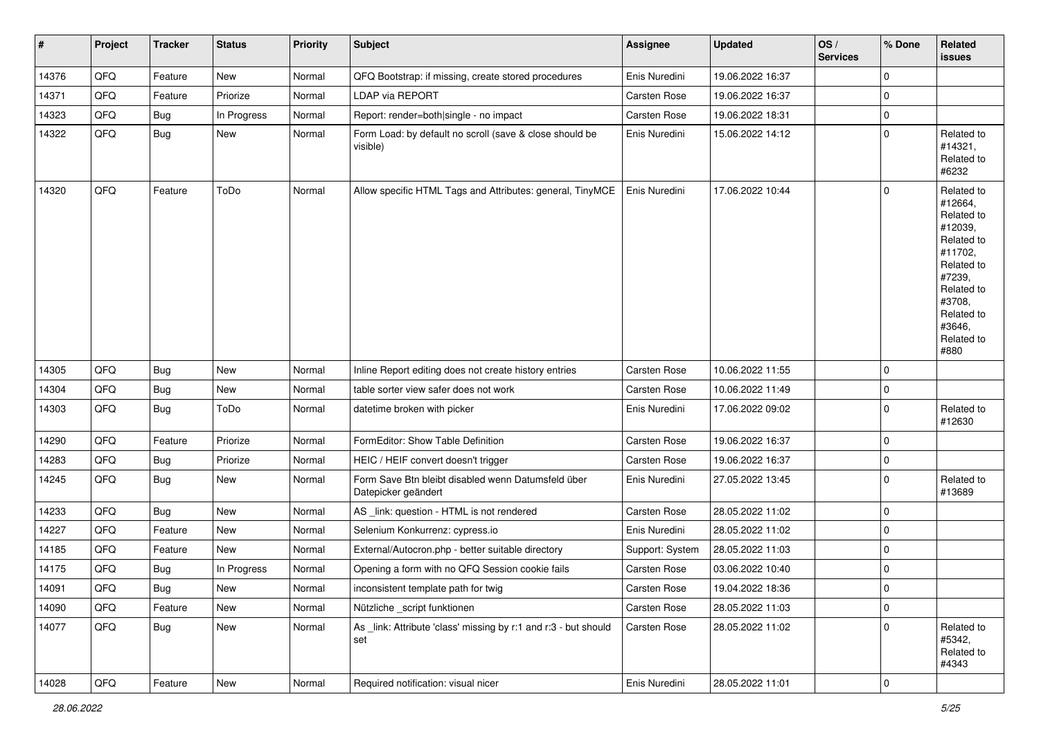| # | Project | Tracker | Status | Priority | Subject | Assignee | Updated | OS / Services | % Done | Related issues |
|---|---|---|---|---|---|---|---|---|---|---|
| 14376 | QFQ | Feature | New | Normal | QFQ Bootstrap: if missing, create stored procedures | Enis Nuredini | 19.06.2022 16:37 | | 0 | |
| 14371 | QFQ | Feature | Priorize | Normal | LDAP via REPORT | Carsten Rose | 19.06.2022 16:37 | | 0 | |
| 14323 | QFQ | Bug | In Progress | Normal | Report: render=both\|single - no impact | Carsten Rose | 19.06.2022 18:31 | | 0 | |
| 14322 | QFQ | Bug | New | Normal | Form Load: by default no scroll (save & close should be visible) | Enis Nuredini | 15.06.2022 14:12 | | 0 | Related to #14321, Related to #6232 |
| 14320 | QFQ | Feature | ToDo | Normal | Allow specific HTML Tags and Attributes: general, TinyMCE | Enis Nuredini | 17.06.2022 10:44 | | 0 | Related to #12664, Related to #12039, Related to #11702, Related to #7239, Related to #3708, Related to #3646, Related to #880 |
| 14305 | QFQ | Bug | New | Normal | Inline Report editing does not create history entries | Carsten Rose | 10.06.2022 11:55 | | 0 | |
| 14304 | QFQ | Bug | New | Normal | table sorter view safer does not work | Carsten Rose | 10.06.2022 11:49 | | 0 | |
| 14303 | QFQ | Bug | ToDo | Normal | datetime broken with picker | Enis Nuredini | 17.06.2022 09:02 | | 0 | Related to #12630 |
| 14290 | QFQ | Feature | Priorize | Normal | FormEditor: Show Table Definition | Carsten Rose | 19.06.2022 16:37 | | 0 | |
| 14283 | QFQ | Bug | Priorize | Normal | HEIC / HEIF convert doesn't trigger | Carsten Rose | 19.06.2022 16:37 | | 0 | |
| 14245 | QFQ | Bug | New | Normal | Form Save Btn bleibt disabled wenn Datumsfeld über Datepicker geändert | Enis Nuredini | 27.05.2022 13:45 | | 0 | Related to #13689 |
| 14233 | QFQ | Bug | New | Normal | AS _link: question - HTML is not rendered | Carsten Rose | 28.05.2022 11:02 | | 0 | |
| 14227 | QFQ | Feature | New | Normal | Selenium Konkurrenz: cypress.io | Enis Nuredini | 28.05.2022 11:02 | | 0 | |
| 14185 | QFQ | Feature | New | Normal | External/Autocron.php - better suitable directory | Support: System | 28.05.2022 11:03 | | 0 | |
| 14175 | QFQ | Bug | In Progress | Normal | Opening a form with no QFQ Session cookie fails | Carsten Rose | 03.06.2022 10:40 | | 0 | |
| 14091 | QFQ | Bug | New | Normal | inconsistent template path for twig | Carsten Rose | 19.04.2022 18:36 | | 0 | |
| 14090 | QFQ | Feature | New | Normal | Nützliche _script funktionen | Carsten Rose | 28.05.2022 11:03 | | 0 | |
| 14077 | QFQ | Bug | New | Normal | As _link: Attribute 'class' missing by r:1 and r:3 - but should set | Carsten Rose | 28.05.2022 11:02 | | 0 | Related to #5342, Related to #4343 |
| 14028 | QFQ | Feature | New | Normal | Required notification: visual nicer | Enis Nuredini | 28.05.2022 11:01 | | 0 | |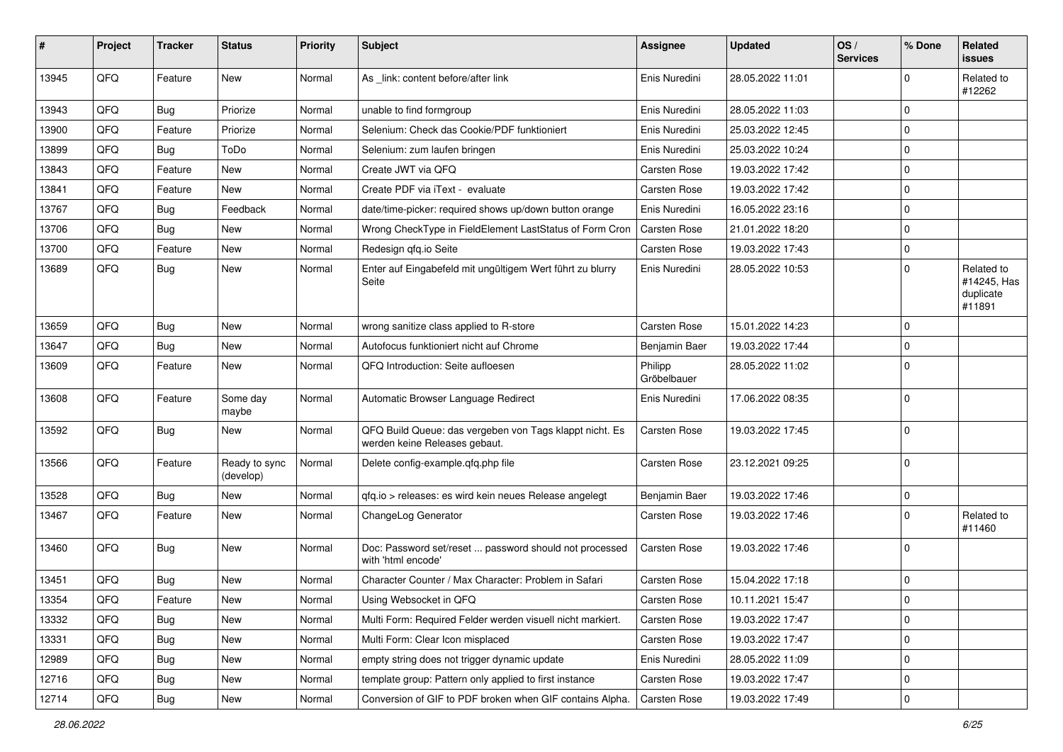| # | Project | Tracker | Status | Priority | Subject | Assignee | Updated | OS / Services | % Done | Related issues |
|---|---|---|---|---|---|---|---|---|---|---|
| 13945 | QFQ | Feature | New | Normal | As _link: content before/after link | Enis Nuredini | 28.05.2022 11:01 | | 0 | Related to #12262 |
| 13943 | QFQ | Bug | Priorize | Normal | unable to find formgroup | Enis Nuredini | 28.05.2022 11:03 | | 0 | |
| 13900 | QFQ | Feature | Priorize | Normal | Selenium: Check das Cookie/PDF funktioniert | Enis Nuredini | 25.03.2022 12:45 | | 0 | |
| 13899 | QFQ | Bug | ToDo | Normal | Selenium: zum laufen bringen | Enis Nuredini | 25.03.2022 10:24 | | 0 | |
| 13843 | QFQ | Feature | New | Normal | Create JWT via QFQ | Carsten Rose | 19.03.2022 17:42 | | 0 | |
| 13841 | QFQ | Feature | New | Normal | Create PDF via iText - evaluate | Carsten Rose | 19.03.2022 17:42 | | 0 | |
| 13767 | QFQ | Bug | Feedback | Normal | date/time-picker: required shows up/down button orange | Enis Nuredini | 16.05.2022 23:16 | | 0 | |
| 13706 | QFQ | Bug | New | Normal | Wrong CheckType in FieldElement LastStatus of Form Cron | Carsten Rose | 21.01.2022 18:20 | | 0 | |
| 13700 | QFQ | Feature | New | Normal | Redesign qfq.io Seite | Carsten Rose | 19.03.2022 17:43 | | 0 | |
| 13689 | QFQ | Bug | New | Normal | Enter auf Eingabefeld mit ungültigem Wert führt zu blurry Seite | Enis Nuredini | 28.05.2022 10:53 | | 0 | Related to #14245, Has duplicate #11891 |
| 13659 | QFQ | Bug | New | Normal | wrong sanitize class applied to R-store | Carsten Rose | 15.01.2022 14:23 | | 0 | |
| 13647 | QFQ | Bug | New | Normal | Autofocus funktioniert nicht auf Chrome | Benjamin Baer | 19.03.2022 17:44 | | 0 | |
| 13609 | QFQ | Feature | New | Normal | QFQ Introduction: Seite aufloesen | Philipp Gröbelbauer | 28.05.2022 11:02 | | 0 | |
| 13608 | QFQ | Feature | Some day maybe | Normal | Automatic Browser Language Redirect | Enis Nuredini | 17.06.2022 08:35 | | 0 | |
| 13592 | QFQ | Bug | New | Normal | QFQ Build Queue: das vergeben von Tags klappt nicht. Es werden keine Releases gebaut. | Carsten Rose | 19.03.2022 17:45 | | 0 | |
| 13566 | QFQ | Feature | Ready to sync (develop) | Normal | Delete config-example.qfq.php file | Carsten Rose | 23.12.2021 09:25 | | 0 | |
| 13528 | QFQ | Bug | New | Normal | qfq.io > releases: es wird kein neues Release angelegt | Benjamin Baer | 19.03.2022 17:46 | | 0 | |
| 13467 | QFQ | Feature | New | Normal | ChangeLog Generator | Carsten Rose | 19.03.2022 17:46 | | 0 | Related to #11460 |
| 13460 | QFQ | Bug | New | Normal | Doc: Password set/reset ... password should not processed with 'html encode' | Carsten Rose | 19.03.2022 17:46 | | 0 | |
| 13451 | QFQ | Bug | New | Normal | Character Counter / Max Character: Problem in Safari | Carsten Rose | 15.04.2022 17:18 | | 0 | |
| 13354 | QFQ | Feature | New | Normal | Using Websocket in QFQ | Carsten Rose | 10.11.2021 15:47 | | 0 | |
| 13332 | QFQ | Bug | New | Normal | Multi Form: Required Felder werden visuell nicht markiert. | Carsten Rose | 19.03.2022 17:47 | | 0 | |
| 13331 | QFQ | Bug | New | Normal | Multi Form: Clear Icon misplaced | Carsten Rose | 19.03.2022 17:47 | | 0 | |
| 12989 | QFQ | Bug | New | Normal | empty string does not trigger dynamic update | Enis Nuredini | 28.05.2022 11:09 | | 0 | |
| 12716 | QFQ | Bug | New | Normal | template group: Pattern only applied to first instance | Carsten Rose | 19.03.2022 17:47 | | 0 | |
| 12714 | QFQ | Bug | New | Normal | Conversion of GIF to PDF broken when GIF contains Alpha. | Carsten Rose | 19.03.2022 17:49 | | 0 | |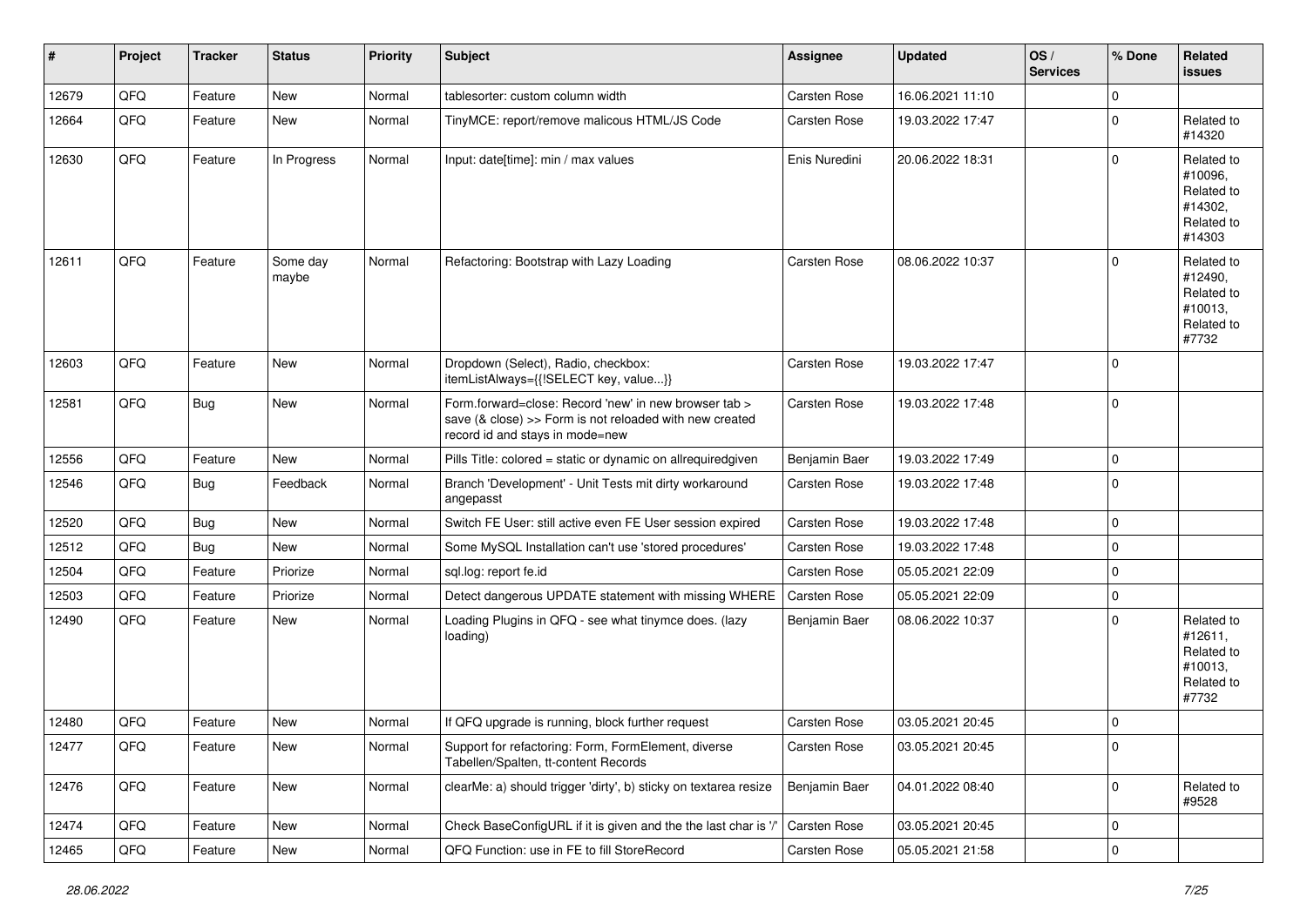| # | Project | Tracker | Status | Priority | Subject | Assignee | Updated | OS / Services | % Done | Related issues |
|---|---|---|---|---|---|---|---|---|---|---|
| 12679 | QFQ | Feature | New | Normal | tablesorter: custom column width | Carsten Rose | 16.06.2021 11:10 | | 0 | |
| 12664 | QFQ | Feature | New | Normal | TinyMCE: report/remove malicous HTML/JS Code | Carsten Rose | 19.03.2022 17:47 | | 0 | Related to #14320 |
| 12630 | QFQ | Feature | In Progress | Normal | Input: date[time]: min / max values | Enis Nuredini | 20.06.2022 18:31 | | 0 | Related to #10096, Related to #14302, Related to #14303 |
| 12611 | QFQ | Feature | Some day maybe | Normal | Refactoring: Bootstrap with Lazy Loading | Carsten Rose | 08.06.2022 10:37 | | 0 | Related to #12490, Related to #10013, Related to #7732 |
| 12603 | QFQ | Feature | New | Normal | Dropdown (Select), Radio, checkbox: itemListAlways={{!SELECT key, value...}} | Carsten Rose | 19.03.2022 17:47 | | 0 | |
| 12581 | QFQ | Bug | New | Normal | Form.forward=close: Record 'new' in new browser tab > save (& close) >> Form is not reloaded with new created record id and stays in mode=new | Carsten Rose | 19.03.2022 17:48 | | 0 | |
| 12556 | QFQ | Feature | New | Normal | Pills Title: colored = static or dynamic on allrequiredgiven | Benjamin Baer | 19.03.2022 17:49 | | 0 | |
| 12546 | QFQ | Bug | Feedback | Normal | Branch 'Development' - Unit Tests mit dirty workaround angepasst | Carsten Rose | 19.03.2022 17:48 | | 0 | |
| 12520 | QFQ | Bug | New | Normal | Switch FE User: still active even FE User session expired | Carsten Rose | 19.03.2022 17:48 | | 0 | |
| 12512 | QFQ | Bug | New | Normal | Some MySQL Installation can't use 'stored procedures' | Carsten Rose | 19.03.2022 17:48 | | 0 | |
| 12504 | QFQ | Feature | Priorize | Normal | sql.log: report fe.id | Carsten Rose | 05.05.2021 22:09 | | 0 | |
| 12503 | QFQ | Feature | Priorize | Normal | Detect dangerous UPDATE statement with missing WHERE | Carsten Rose | 05.05.2021 22:09 | | 0 | |
| 12490 | QFQ | Feature | New | Normal | Loading Plugins in QFQ - see what tinymce does. (lazy loading) | Benjamin Baer | 08.06.2022 10:37 | | 0 | Related to #12611, Related to #10013, Related to #7732 |
| 12480 | QFQ | Feature | New | Normal | If QFQ upgrade is running, block further request | Carsten Rose | 03.05.2021 20:45 | | 0 | |
| 12477 | QFQ | Feature | New | Normal | Support for refactoring: Form, FormElement, diverse Tabellen/Spalten, tt-content Records | Carsten Rose | 03.05.2021 20:45 | | 0 | |
| 12476 | QFQ | Feature | New | Normal | clearMe: a) should trigger 'dirty', b) sticky on textarea resize | Benjamin Baer | 04.01.2022 08:40 | | 0 | Related to #9528 |
| 12474 | QFQ | Feature | New | Normal | Check BaseConfigURL if it is given and the the last char is '/' | Carsten Rose | 03.05.2021 20:45 | | 0 | |
| 12465 | QFQ | Feature | New | Normal | QFQ Function: use in FE to fill StoreRecord | Carsten Rose | 05.05.2021 21:58 | | 0 | |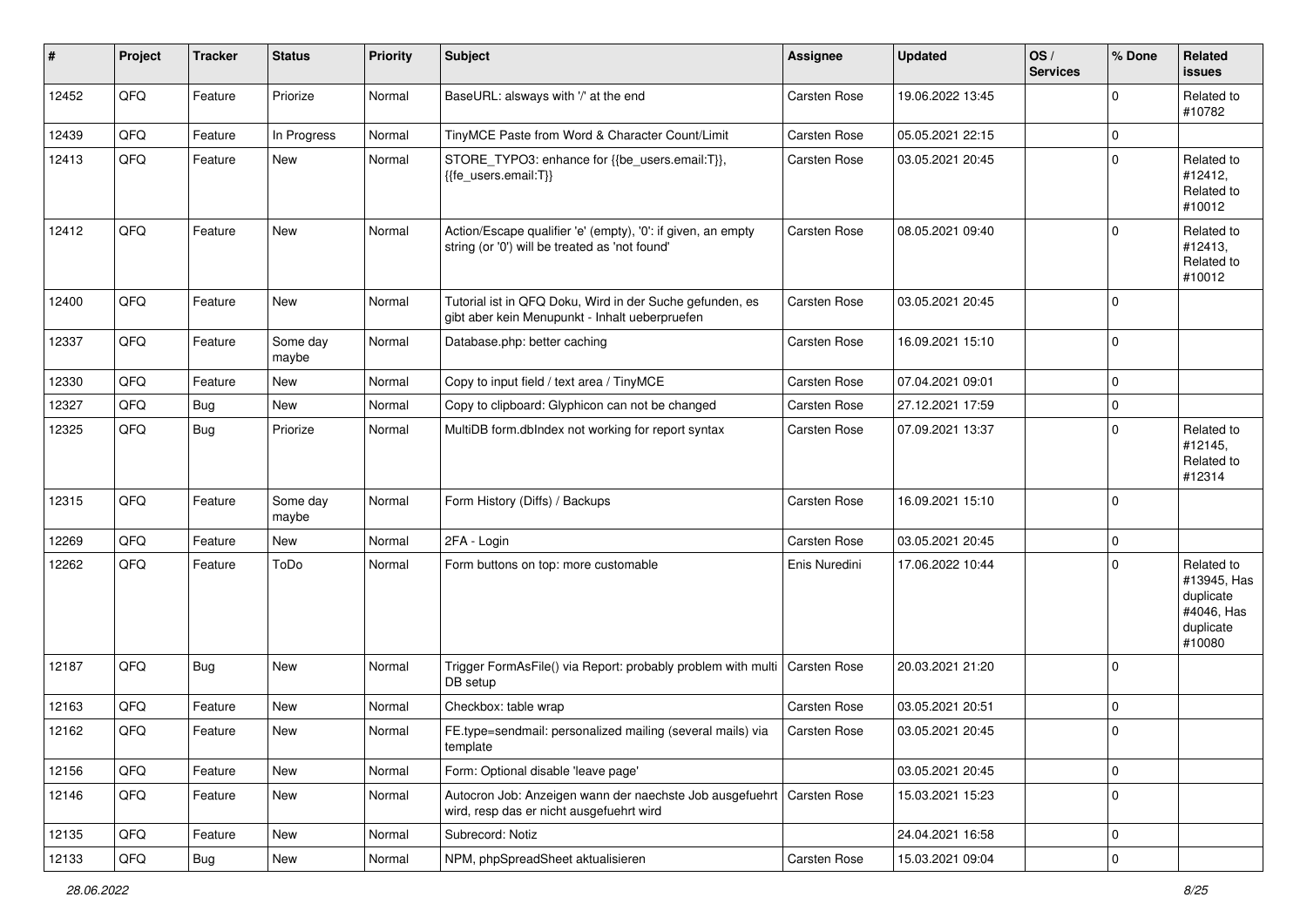| # | Project | Tracker | Status | Priority | Subject | Assignee | Updated | OS / Services | % Done | Related issues |
|---|---|---|---|---|---|---|---|---|---|---|
| 12452 | QFQ | Feature | Priorize | Normal | BaseURL: alsways with '/' at the end | Carsten Rose | 19.06.2022 13:45 | | 0 | Related to #10782 |
| 12439 | QFQ | Feature | In Progress | Normal | TinyMCE Paste from Word & Character Count/Limit | Carsten Rose | 05.05.2021 22:15 | | 0 | |
| 12413 | QFQ | Feature | New | Normal | STORE_TYPO3: enhance for {{be_users.email:T}}, {{fe_users.email:T}} | Carsten Rose | 03.05.2021 20:45 | | 0 | Related to #12412, Related to #10012 |
| 12412 | QFQ | Feature | New | Normal | Action/Escape qualifier 'e' (empty), '0': if given, an empty string (or '0') will be treated as 'not found' | Carsten Rose | 08.05.2021 09:40 | | 0 | Related to #12413, Related to #10012 |
| 12400 | QFQ | Feature | New | Normal | Tutorial ist in QFQ Doku, Wird in der Suche gefunden, es gibt aber kein Menupunkt - Inhalt ueberpruefen | Carsten Rose | 03.05.2021 20:45 | | 0 | |
| 12337 | QFQ | Feature | Some day maybe | Normal | Database.php: better caching | Carsten Rose | 16.09.2021 15:10 | | 0 | |
| 12330 | QFQ | Feature | New | Normal | Copy to input field / text area / TinyMCE | Carsten Rose | 07.04.2021 09:01 | | 0 | |
| 12327 | QFQ | Bug | New | Normal | Copy to clipboard: Glyphicon can not be changed | Carsten Rose | 27.12.2021 17:59 | | 0 | |
| 12325 | QFQ | Bug | Priorize | Normal | MultiDB form.dbIndex not working for report syntax | Carsten Rose | 07.09.2021 13:37 | | 0 | Related to #12145, Related to #12314 |
| 12315 | QFQ | Feature | Some day maybe | Normal | Form History (Diffs) / Backups | Carsten Rose | 16.09.2021 15:10 | | 0 | |
| 12269 | QFQ | Feature | New | Normal | 2FA - Login | Carsten Rose | 03.05.2021 20:45 | | 0 | |
| 12262 | QFQ | Feature | ToDo | Normal | Form buttons on top: more customable | Enis Nuredini | 17.06.2022 10:44 | | 0 | Related to #13945, Has duplicate #4046, Has duplicate #10080 |
| 12187 | QFQ | Bug | New | Normal | Trigger FormAsFile() via Report: probably problem with multi DB setup | Carsten Rose | 20.03.2021 21:20 | | 0 | |
| 12163 | QFQ | Feature | New | Normal | Checkbox: table wrap | Carsten Rose | 03.05.2021 20:51 | | 0 | |
| 12162 | QFQ | Feature | New | Normal | FE.type=sendmail: personalized mailing (several mails) via template | Carsten Rose | 03.05.2021 20:45 | | 0 | |
| 12156 | QFQ | Feature | New | Normal | Form: Optional disable 'leave page' | | 03.05.2021 20:45 | | 0 | |
| 12146 | QFQ | Feature | New | Normal | Autocron Job: Anzeigen wann der naechste Job ausgefuehrt wird, resp das er nicht ausgefuehrt wird | Carsten Rose | 15.03.2021 15:23 | | 0 | |
| 12135 | QFQ | Feature | New | Normal | Subrecord: Notiz | | 24.04.2021 16:58 | | 0 | |
| 12133 | QFQ | Bug | New | Normal | NPM, phpSpreadSheet aktualisieren | Carsten Rose | 15.03.2021 09:04 | | 0 | |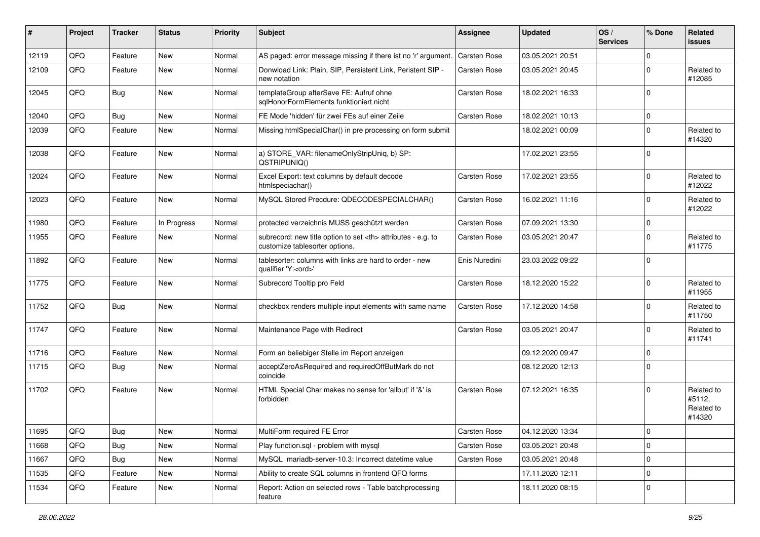| # | Project | Tracker | Status | Priority | Subject | Assignee | Updated | OS / Services | % Done | Related issues |
|---|---|---|---|---|---|---|---|---|---|---|
| 12119 | QFQ | Feature | New | Normal | AS paged: error message missing if there ist no 'r' argument. | Carsten Rose | 03.05.2021 20:51 | | 0 | |
| 12109 | QFQ | Feature | New | Normal | Donwload Link: Plain, SIP, Persistent Link, Peristent SIP - new notation | Carsten Rose | 03.05.2021 20:45 | | 0 | Related to #12085 |
| 12045 | QFQ | Bug | New | Normal | templateGroup afterSave FE: Aufruf ohne sqlHonorFormElements funktioniert nicht | Carsten Rose | 18.02.2021 16:33 | | 0 | |
| 12040 | QFQ | Bug | New | Normal | FE Mode 'hidden' für zwei FEs auf einer Zeile | Carsten Rose | 18.02.2021 10:13 | | 0 | |
| 12039 | QFQ | Feature | New | Normal | Missing htmlSpecialChar() in pre processing on form submit | | 18.02.2021 00:09 | | 0 | Related to #14320 |
| 12038 | QFQ | Feature | New | Normal | a) STORE_VAR: filenameOnlyStripUniq, b) SP: QSTRIPUNIQ() | | 17.02.2021 23:55 | | 0 | |
| 12024 | QFQ | Feature | New | Normal | Excel Export: text columns by default decode htmlspeciachar() | Carsten Rose | 17.02.2021 23:55 | | 0 | Related to #12022 |
| 12023 | QFQ | Feature | New | Normal | MySQL Stored Precdure: QDECODESPECIALCHAR() | Carsten Rose | 16.02.2021 11:16 | | 0 | Related to #12022 |
| 11980 | QFQ | Feature | In Progress | Normal | protected verzeichnis MUSS geschützt werden | Carsten Rose | 07.09.2021 13:30 | | 0 | |
| 11955 | QFQ | Feature | New | Normal | subrecord: new title option to set <th> attributes - e.g. to customize tablesorter options. | Carsten Rose | 03.05.2021 20:47 | | 0 | Related to #11775 |
| 11892 | QFQ | Feature | New | Normal | tablesorter: columns with links are hard to order - new qualifier 'Y:<ord>' | Enis Nuredini | 23.03.2022 09:22 | | 0 | |
| 11775 | QFQ | Feature | New | Normal | Subrecord Tooltip pro Feld | Carsten Rose | 18.12.2020 15:22 | | 0 | Related to #11955 |
| 11752 | QFQ | Bug | New | Normal | checkbox renders multiple input elements with same name | Carsten Rose | 17.12.2020 14:58 | | 0 | Related to #11750 |
| 11747 | QFQ | Feature | New | Normal | Maintenance Page with Redirect | Carsten Rose | 03.05.2021 20:47 | | 0 | Related to #11741 |
| 11716 | QFQ | Feature | New | Normal | Form an beliebiger Stelle im Report anzeigen | | 09.12.2020 09:47 | | 0 | |
| 11715 | QFQ | Bug | New | Normal | acceptZeroAsRequired and requiredOffButMark do not coincide | | 08.12.2020 12:13 | | 0 | |
| 11702 | QFQ | Feature | New | Normal | HTML Special Char makes no sense for 'allbut' if '&' is forbidden | Carsten Rose | 07.12.2021 16:35 | | 0 | Related to #5112, Related to #14320 |
| 11695 | QFQ | Bug | New | Normal | MultiForm required FE Error | Carsten Rose | 04.12.2020 13:34 | | 0 | |
| 11668 | QFQ | Bug | New | Normal | Play function.sql - problem with mysql | Carsten Rose | 03.05.2021 20:48 | | 0 | |
| 11667 | QFQ | Bug | New | Normal | MySQL mariadb-server-10.3: Incorrect datetime value | Carsten Rose | 03.05.2021 20:48 | | 0 | |
| 11535 | QFQ | Feature | New | Normal | Ability to create SQL columns in frontend QFQ forms | | 17.11.2020 12:11 | | 0 | |
| 11534 | QFQ | Feature | New | Normal | Report: Action on selected rows - Table batchprocessing feature | | 18.11.2020 08:15 | | 0 | |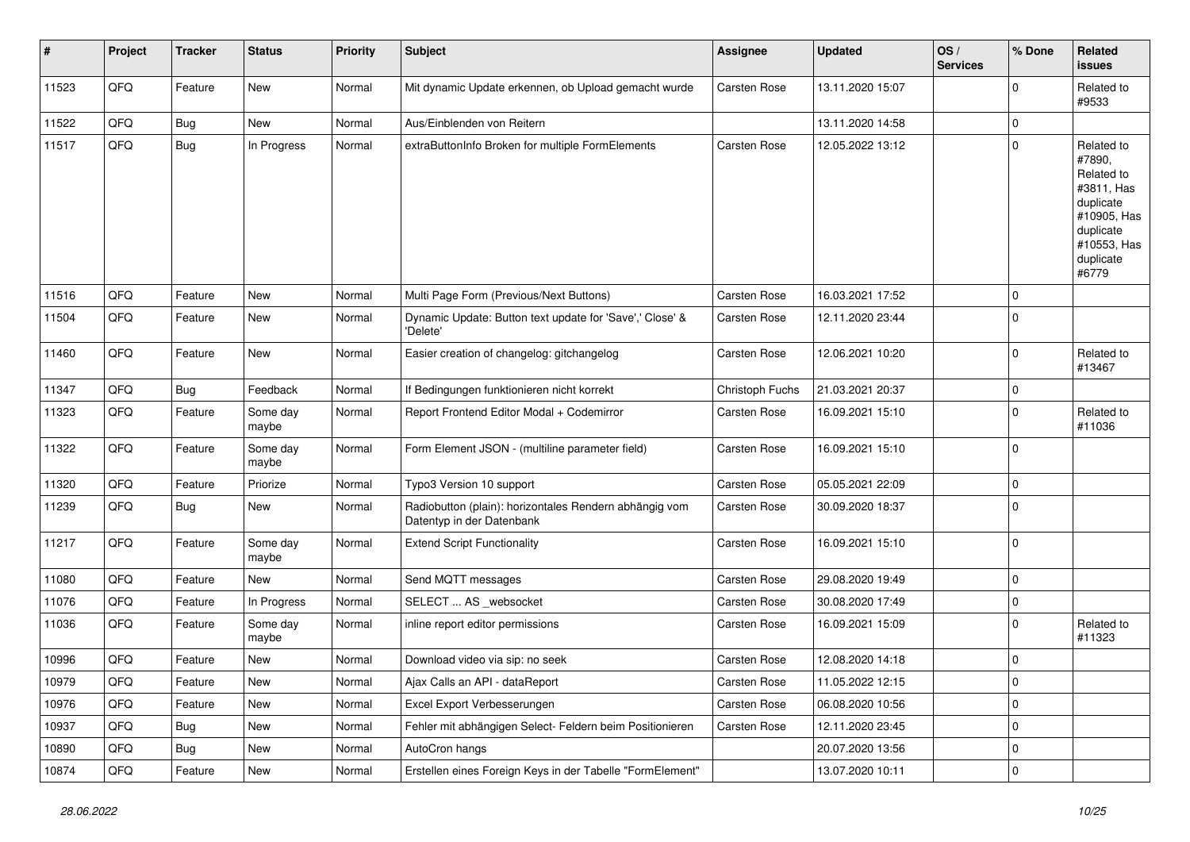| # | Project | Tracker | Status | Priority | Subject | Assignee | Updated | OS / Services | % Done | Related issues |
|---|---|---|---|---|---|---|---|---|---|---|
| 11523 | QFQ | Feature | New | Normal | Mit dynamic Update erkennen, ob Upload gemacht wurde | Carsten Rose | 13.11.2020 15:07 | | 0 | Related to #9533 |
| 11522 | QFQ | Bug | New | Normal | Aus/Einblenden von Reitern | | 13.11.2020 14:58 | | 0 | |
| 11517 | QFQ | Bug | In Progress | Normal | extraButtonInfo Broken for multiple FormElements | Carsten Rose | 12.05.2022 13:12 | | 0 | Related to #7890, Related to #3811, Has duplicate #10905, Has duplicate #10553, Has duplicate #6779 |
| 11516 | QFQ | Feature | New | Normal | Multi Page Form (Previous/Next Buttons) | Carsten Rose | 16.03.2021 17:52 | | 0 | |
| 11504 | QFQ | Feature | New | Normal | Dynamic Update: Button text update for 'Save',' Close' & 'Delete' | Carsten Rose | 12.11.2020 23:44 | | 0 | |
| 11460 | QFQ | Feature | New | Normal | Easier creation of changelog: gitchangelog | Carsten Rose | 12.06.2021 10:20 | | 0 | Related to #13467 |
| 11347 | QFQ | Bug | Feedback | Normal | If Bedingungen funktionieren nicht korrekt | Christoph Fuchs | 21.03.2021 20:37 | | 0 | |
| 11323 | QFQ | Feature | Some day maybe | Normal | Report Frontend Editor Modal + Codemirror | Carsten Rose | 16.09.2021 15:10 | | 0 | Related to #11036 |
| 11322 | QFQ | Feature | Some day maybe | Normal | Form Element JSON - (multiline parameter field) | Carsten Rose | 16.09.2021 15:10 | | 0 | |
| 11320 | QFQ | Feature | Priorize | Normal | Typo3 Version 10 support | Carsten Rose | 05.05.2021 22:09 | | 0 | |
| 11239 | QFQ | Bug | New | Normal | Radiobutton (plain): horizontales Rendern abhängig vom Datentyp in der Datenbank | Carsten Rose | 30.09.2020 18:37 | | 0 | |
| 11217 | QFQ | Feature | Some day maybe | Normal | Extend Script Functionality | Carsten Rose | 16.09.2021 15:10 | | 0 | |
| 11080 | QFQ | Feature | New | Normal | Send MQTT messages | Carsten Rose | 29.08.2020 19:49 | | 0 | |
| 11076 | QFQ | Feature | In Progress | Normal | SELECT ... AS _websocket | Carsten Rose | 30.08.2020 17:49 | | 0 | |
| 11036 | QFQ | Feature | Some day maybe | Normal | inline report editor permissions | Carsten Rose | 16.09.2021 15:09 | | 0 | Related to #11323 |
| 10996 | QFQ | Feature | New | Normal | Download video via sip: no seek | Carsten Rose | 12.08.2020 14:18 | | 0 | |
| 10979 | QFQ | Feature | New | Normal | Ajax Calls an API - dataReport | Carsten Rose | 11.05.2022 12:15 | | 0 | |
| 10976 | QFQ | Feature | New | Normal | Excel Export Verbesserungen | Carsten Rose | 06.08.2020 10:56 | | 0 | |
| 10937 | QFQ | Bug | New | Normal | Fehler mit abhängigen Select- Feldern beim Positionieren | Carsten Rose | 12.11.2020 23:45 | | 0 | |
| 10890 | QFQ | Bug | New | Normal | AutoCron hangs | | 20.07.2020 13:56 | | 0 | |
| 10874 | QFQ | Feature | New | Normal | Erstellen eines Foreign Keys in der Tabelle "FormElement" | | 13.07.2020 10:11 | | 0 | |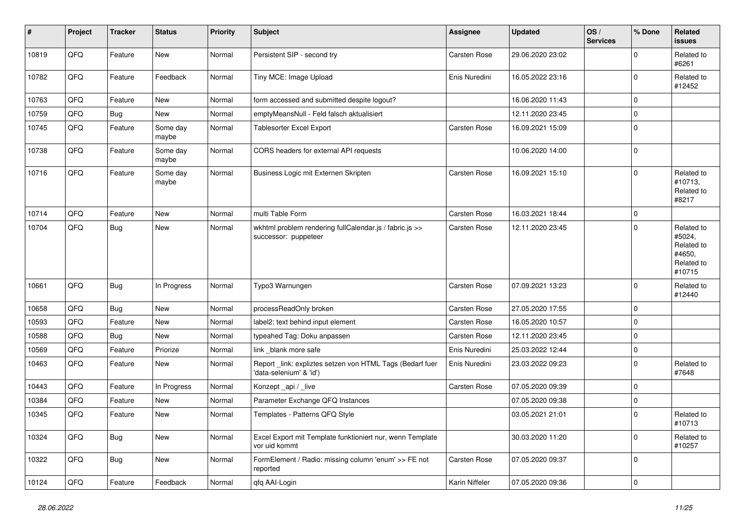| # | Project | Tracker | Status | Priority | Subject | Assignee | Updated | OS / Services | % Done | Related issues |
|---|---|---|---|---|---|---|---|---|---|---|
| 10819 | QFQ | Feature | New | Normal | Persistent SIP - second try | Carsten Rose | 29.06.2020 23:02 | | 0 | Related to #6261 |
| 10782 | QFQ | Feature | Feedback | Normal | Tiny MCE: Image Upload | Enis Nuredini | 16.05.2022 23:16 | | 0 | Related to #12452 |
| 10763 | QFQ | Feature | New | Normal | form accessed and submitted despite logout? | | 16.06.2020 11:43 | | 0 | |
| 10759 | QFQ | Bug | New | Normal | emptyMeansNull - Feld falsch aktualisiert | | 12.11.2020 23:45 | | 0 | |
| 10745 | QFQ | Feature | Some day maybe | Normal | Tablesorter Excel Export | Carsten Rose | 16.09.2021 15:09 | | 0 | |
| 10738 | QFQ | Feature | Some day maybe | Normal | CORS headers for external API requests | | 10.06.2020 14:00 | | 0 | |
| 10716 | QFQ | Feature | Some day maybe | Normal | Business Logic mit Externen Skripten | Carsten Rose | 16.09.2021 15:10 | | 0 | Related to #10713, Related to #8217 |
| 10714 | QFQ | Feature | New | Normal | multi Table Form | Carsten Rose | 16.03.2021 18:44 | | 0 | |
| 10704 | QFQ | Bug | New | Normal | wkhtml problem rendering fullCalendar.js / fabric.js >> successor: puppeteer | Carsten Rose | 12.11.2020 23:45 | | 0 | Related to #5024, Related to #4650, Related to #10715 |
| 10661 | QFQ | Bug | In Progress | Normal | Typo3 Warnungen | Carsten Rose | 07.09.2021 13:23 | | 0 | Related to #12440 |
| 10658 | QFQ | Bug | New | Normal | processReadOnly broken | Carsten Rose | 27.05.2020 17:55 | | 0 | |
| 10593 | QFQ | Feature | New | Normal | label2: text behind input element | Carsten Rose | 16.05.2020 10:57 | | 0 | |
| 10588 | QFQ | Bug | New | Normal | typeahed Tag: Doku anpassen | Carsten Rose | 12.11.2020 23:45 | | 0 | |
| 10569 | QFQ | Feature | Priorize | Normal | link _blank more safe | Enis Nuredini | 25.03.2022 12:44 | | 0 | |
| 10463 | QFQ | Feature | New | Normal | Report _link: expliztes setzen von HTML Tags (Bedarf fuer 'data-selenium' & 'id') | Enis Nuredini | 23.03.2022 09:23 | | 0 | Related to #7648 |
| 10443 | QFQ | Feature | In Progress | Normal | Konzept _api / _live | Carsten Rose | 07.05.2020 09:39 | | 0 | |
| 10384 | QFQ | Feature | New | Normal | Parameter Exchange QFQ Instances | | 07.05.2020 09:38 | | 0 | |
| 10345 | QFQ | Feature | New | Normal | Templates - Patterns QFQ Style | | 03.05.2021 21:01 | | 0 | Related to #10713 |
| 10324 | QFQ | Bug | New | Normal | Excel Export mit Template funktioniert nur, wenn Template vor uid kommt | | 30.03.2020 11:20 | | 0 | Related to #10257 |
| 10322 | QFQ | Bug | New | Normal | FormElement / Radio: missing column 'enum' >> FE not reported | Carsten Rose | 07.05.2020 09:37 | | 0 | |
| 10124 | QFQ | Feature | Feedback | Normal | qfq AAI-Login | Karin Niffeler | 07.05.2020 09:36 | | 0 | |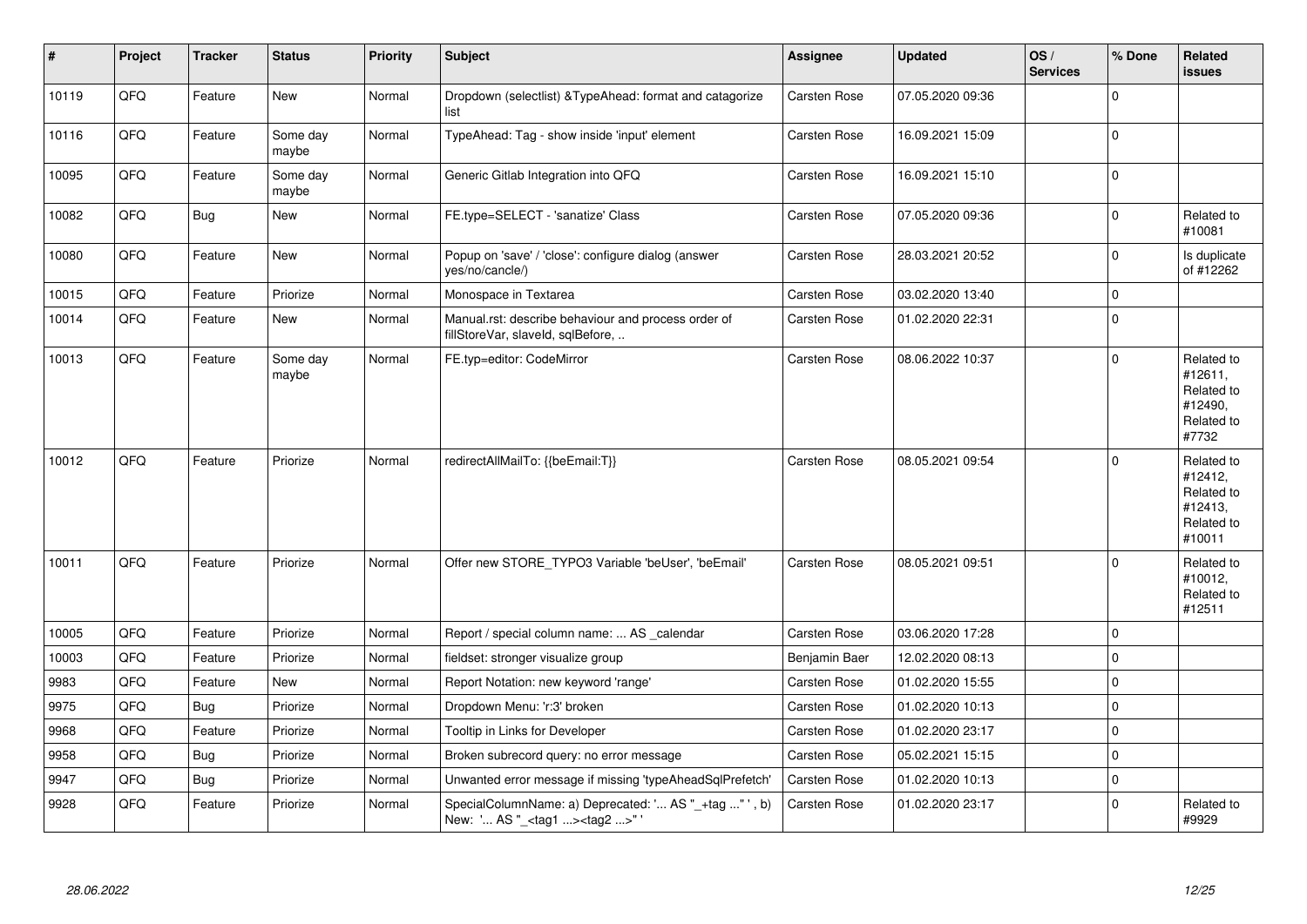| # | Project | Tracker | Status | Priority | Subject | Assignee | Updated | OS / Services | % Done | Related issues |
|---|---|---|---|---|---|---|---|---|---|---|
| 10119 | QFQ | Feature | New | Normal | Dropdown (selectlist) &TypeAhead: format and catagorize list | Carsten Rose | 07.05.2020 09:36 | | 0 | |
| 10116 | QFQ | Feature | Some day maybe | Normal | TypeAhead: Tag - show inside 'input' element | Carsten Rose | 16.09.2021 15:09 | | 0 | |
| 10095 | QFQ | Feature | Some day maybe | Normal | Generic Gitlab Integration into QFQ | Carsten Rose | 16.09.2021 15:10 | | 0 | |
| 10082 | QFQ | Bug | New | Normal | FE.type=SELECT - 'sanatize' Class | Carsten Rose | 07.05.2020 09:36 | | 0 | Related to #10081 |
| 10080 | QFQ | Feature | New | Normal | Popup on 'save' / 'close': configure dialog (answer yes/no/cancle/) | Carsten Rose | 28.03.2021 20:52 | | 0 | Is duplicate of #12262 |
| 10015 | QFQ | Feature | Priorize | Normal | Monospace in Textarea | Carsten Rose | 03.02.2020 13:40 | | 0 | |
| 10014 | QFQ | Feature | New | Normal | Manual.rst: describe behaviour and process order of fillStoreVar, slaveId, sqlBefore, .. | Carsten Rose | 01.02.2020 22:31 | | 0 | |
| 10013 | QFQ | Feature | Some day maybe | Normal | FE.typ=editor: CodeMirror | Carsten Rose | 08.06.2022 10:37 | | 0 | Related to #12611, Related to #12490, Related to #7732 |
| 10012 | QFQ | Feature | Priorize | Normal | redirectAllMailTo: {{beEmail:T}} | Carsten Rose | 08.05.2021 09:54 | | 0 | Related to #12412, Related to #12413, Related to #10011 |
| 10011 | QFQ | Feature | Priorize | Normal | Offer new STORE_TYPO3 Variable 'beUser', 'beEmail' | Carsten Rose | 08.05.2021 09:51 | | 0 | Related to #10012, Related to #12511 |
| 10005 | QFQ | Feature | Priorize | Normal | Report / special column name: ... AS _calendar | Carsten Rose | 03.06.2020 17:28 | | 0 | |
| 10003 | QFQ | Feature | Priorize | Normal | fieldset: stronger visualize group | Benjamin Baer | 12.02.2020 08:13 | | 0 | |
| 9983 | QFQ | Feature | New | Normal | Report Notation: new keyword 'range' | Carsten Rose | 01.02.2020 15:55 | | 0 | |
| 9975 | QFQ | Bug | Priorize | Normal | Dropdown Menu: 'r:3' broken | Carsten Rose | 01.02.2020 10:13 | | 0 | |
| 9968 | QFQ | Feature | Priorize | Normal | Tooltip in Links for Developer | Carsten Rose | 01.02.2020 23:17 | | 0 | |
| 9958 | QFQ | Bug | Priorize | Normal | Broken subrecord query: no error message | Carsten Rose | 05.02.2021 15:15 | | 0 | |
| 9947 | QFQ | Bug | Priorize | Normal | Unwanted error message if missing 'typeAheadSqlPrefetch' | Carsten Rose | 01.02.2020 10:13 | | 0 | |
| 9928 | QFQ | Feature | Priorize | Normal | SpecialColumnName: a) Deprecated: '... AS "_+tag ..." ', b) New: '... AS "_<tag1 ...><tag2 ...>" ' | Carsten Rose | 01.02.2020 23:17 | | 0 | Related to #9929 |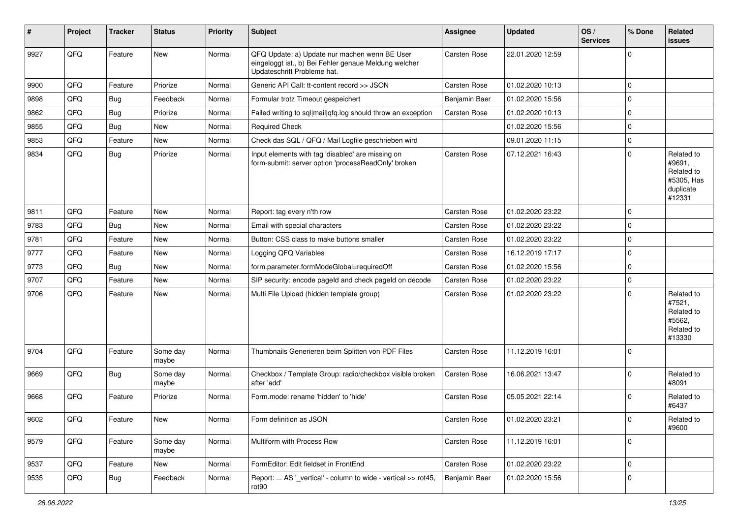| # | Project | Tracker | Status | Priority | Subject | Assignee | Updated | OS / Services | % Done | Related issues |
|---|---|---|---|---|---|---|---|---|---|---|
| 9927 | QFQ | Feature | New | Normal | QFQ Update: a) Update nur machen wenn BE User eingeloggt ist., b) Bei Fehler genaue Meldung welcher Updateschritt Probleme hat. | Carsten Rose | 22.01.2020 12:59 | | 0 | |
| 9900 | QFQ | Feature | Priorize | Normal | Generic API Call: tt-content record >> JSON | Carsten Rose | 01.02.2020 10:13 | | 0 | |
| 9898 | QFQ | Bug | Feedback | Normal | Formular trotz Timeout gespeichert | Benjamin Baer | 01.02.2020 15:56 | | 0 | |
| 9862 | QFQ | Bug | Priorize | Normal | Failed writing to sql\|mail\|qfq.log should throw an exception | Carsten Rose | 01.02.2020 10:13 | | 0 | |
| 9855 | QFQ | Bug | New | Normal | Required Check | | 01.02.2020 15:56 | | 0 | |
| 9853 | QFQ | Feature | New | Normal | Check das SQL / QFQ / Mail Logfile geschrieben wird | | 09.01.2020 11:15 | | 0 | |
| 9834 | QFQ | Bug | Priorize | Normal | Input elements with tag 'disabled' are missing on form-submit: server option 'processReadOnly' broken | Carsten Rose | 07.12.2021 16:43 | | 0 | Related to #9691, Related to #5305, Has duplicate #12331 |
| 9811 | QFQ | Feature | New | Normal | Report: tag every n'th row | Carsten Rose | 01.02.2020 23:22 | | 0 | |
| 9783 | QFQ | Bug | New | Normal | Email with special characters | Carsten Rose | 01.02.2020 23:22 | | 0 | |
| 9781 | QFQ | Feature | New | Normal | Button: CSS class to make buttons smaller | Carsten Rose | 01.02.2020 23:22 | | 0 | |
| 9777 | QFQ | Feature | New | Normal | Logging QFQ Variables | Carsten Rose | 16.12.2019 17:17 | | 0 | |
| 9773 | QFQ | Bug | New | Normal | form.parameter.formModeGlobal=requiredOff | Carsten Rose | 01.02.2020 15:56 | | 0 | |
| 9707 | QFQ | Feature | New | Normal | SIP security: encode pageId and check pageId on decode | Carsten Rose | 01.02.2020 23:22 | | 0 | |
| 9706 | QFQ | Feature | New | Normal | Multi File Upload (hidden template group) | Carsten Rose | 01.02.2020 23:22 | | 0 | Related to #7521, Related to #5562, Related to #13330 |
| 9704 | QFQ | Feature | Some day maybe | Normal | Thumbnails Generieren beim Splitten von PDF Files | Carsten Rose | 11.12.2019 16:01 | | 0 | |
| 9669 | QFQ | Bug | Some day maybe | Normal | Checkbox / Template Group: radio/checkbox visible broken after 'add' | Carsten Rose | 16.06.2021 13:47 | | 0 | Related to #8091 |
| 9668 | QFQ | Feature | Priorize | Normal | Form.mode: rename 'hidden' to 'hide' | Carsten Rose | 05.05.2021 22:14 | | 0 | Related to #6437 |
| 9602 | QFQ | Feature | New | Normal | Form definition as JSON | Carsten Rose | 01.02.2020 23:21 | | 0 | Related to #9600 |
| 9579 | QFQ | Feature | Some day maybe | Normal | Multiform with Process Row | Carsten Rose | 11.12.2019 16:01 | | 0 | |
| 9537 | QFQ | Feature | New | Normal | FormEditor: Edit fieldset in FrontEnd | Carsten Rose | 01.02.2020 23:22 | | 0 | |
| 9535 | QFQ | Bug | Feedback | Normal | Report: ... AS '_vertical' - column to wide - vertical >> rot45, rot90 | Benjamin Baer | 01.02.2020 15:56 | | 0 | |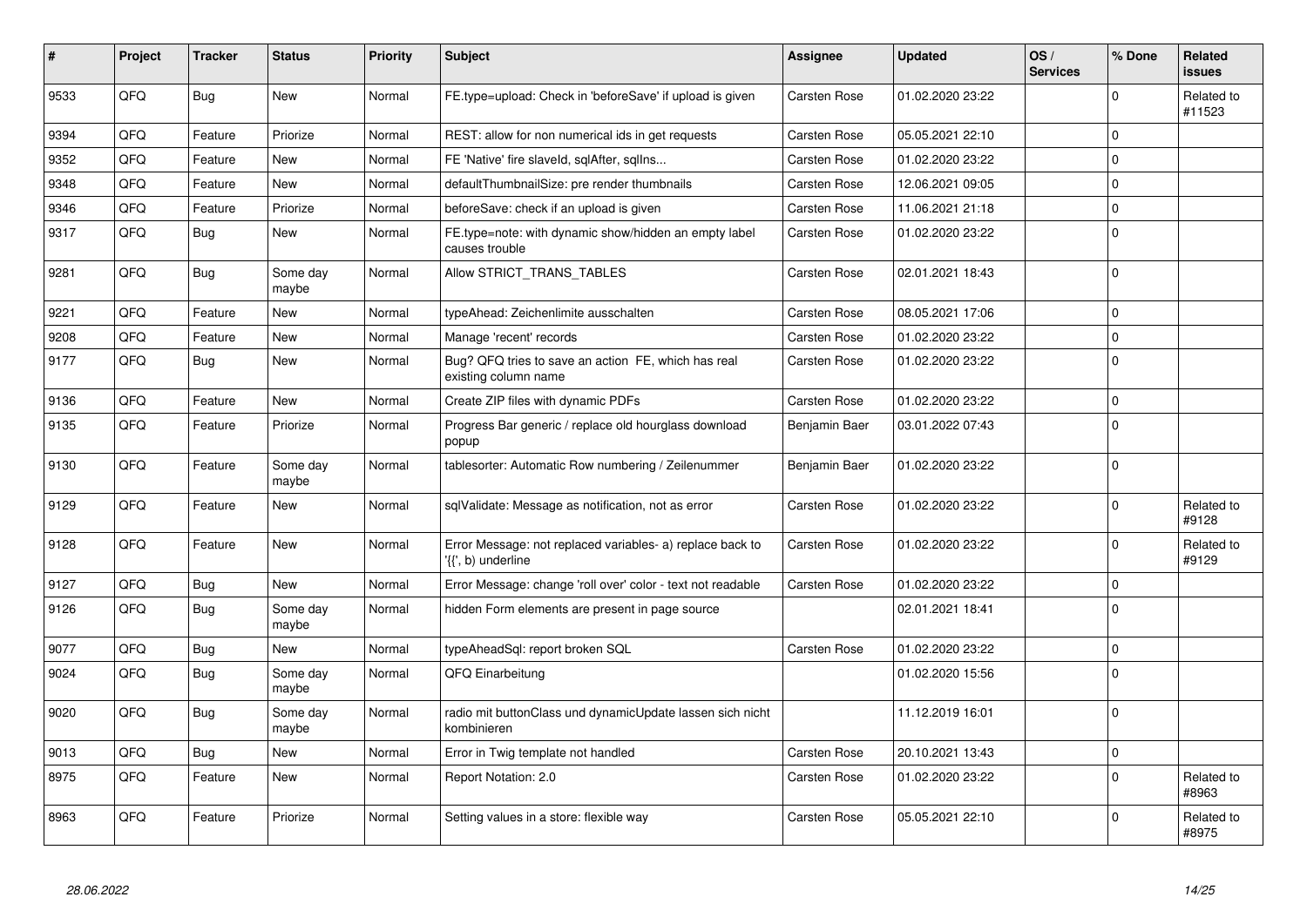| # | Project | Tracker | Status | Priority | Subject | Assignee | Updated | OS / Services | % Done | Related issues |
|---|---|---|---|---|---|---|---|---|---|---|
| 9533 | QFQ | Bug | New | Normal | FE.type=upload: Check in 'beforeSave' if upload is given | Carsten Rose | 01.02.2020 23:22 | | 0 | Related to #11523 |
| 9394 | QFQ | Feature | Priorize | Normal | REST: allow for non numerical ids in get requests | Carsten Rose | 05.05.2021 22:10 | | 0 | |
| 9352 | QFQ | Feature | New | Normal | FE 'Native' fire slaveId, sqlAfter, sqlIns... | Carsten Rose | 01.02.2020 23:22 | | 0 | |
| 9348 | QFQ | Feature | New | Normal | defaultThumbnailSize: pre render thumbnails | Carsten Rose | 12.06.2021 09:05 | | 0 | |
| 9346 | QFQ | Feature | Priorize | Normal | beforeSave: check if an upload is given | Carsten Rose | 11.06.2021 21:18 | | 0 | |
| 9317 | QFQ | Bug | New | Normal | FE.type=note: with dynamic show/hidden an empty label causes trouble | Carsten Rose | 01.02.2020 23:22 | | 0 | |
| 9281 | QFQ | Bug | Some day maybe | Normal | Allow STRICT_TRANS_TABLES | Carsten Rose | 02.01.2021 18:43 | | 0 | |
| 9221 | QFQ | Feature | New | Normal | typeAhead: Zeichenlimite ausschalten | Carsten Rose | 08.05.2021 17:06 | | 0 | |
| 9208 | QFQ | Feature | New | Normal | Manage 'recent' records | Carsten Rose | 01.02.2020 23:22 | | 0 | |
| 9177 | QFQ | Bug | New | Normal | Bug? QFQ tries to save an action FE, which has real existing column name | Carsten Rose | 01.02.2020 23:22 | | 0 | |
| 9136 | QFQ | Feature | New | Normal | Create ZIP files with dynamic PDFs | Carsten Rose | 01.02.2020 23:22 | | 0 | |
| 9135 | QFQ | Feature | Priorize | Normal | Progress Bar generic / replace old hourglass download popup | Benjamin Baer | 03.01.2022 07:43 | | 0 | |
| 9130 | QFQ | Feature | Some day maybe | Normal | tablesorter: Automatic Row numbering / Zeilenummer | Benjamin Baer | 01.02.2020 23:22 | | 0 | |
| 9129 | QFQ | Feature | New | Normal | sqlValidate: Message as notification, not as error | Carsten Rose | 01.02.2020 23:22 | | 0 | Related to #9128 |
| 9128 | QFQ | Feature | New | Normal | Error Message: not replaced variables- a) replace back to '{{', b) underline | Carsten Rose | 01.02.2020 23:22 | | 0 | Related to #9129 |
| 9127 | QFQ | Bug | New | Normal | Error Message: change 'roll over' color - text not readable | Carsten Rose | 01.02.2020 23:22 | | 0 | |
| 9126 | QFQ | Bug | Some day maybe | Normal | hidden Form elements are present in page source | | 02.01.2021 18:41 | | 0 | |
| 9077 | QFQ | Bug | New | Normal | typeAheadSql: report broken SQL | Carsten Rose | 01.02.2020 23:22 | | 0 | |
| 9024 | QFQ | Bug | Some day maybe | Normal | QFQ Einarbeitung | | 01.02.2020 15:56 | | 0 | |
| 9020 | QFQ | Bug | Some day maybe | Normal | radio mit buttonClass und dynamicUpdate lassen sich nicht kombinieren | | 11.12.2019 16:01 | | 0 | |
| 9013 | QFQ | Bug | New | Normal | Error in Twig template not handled | Carsten Rose | 20.10.2021 13:43 | | 0 | |
| 8975 | QFQ | Feature | New | Normal | Report Notation: 2.0 | Carsten Rose | 01.02.2020 23:22 | | 0 | Related to #8963 |
| 8963 | QFQ | Feature | Priorize | Normal | Setting values in a store: flexible way | Carsten Rose | 05.05.2021 22:10 | | 0 | Related to #8975 |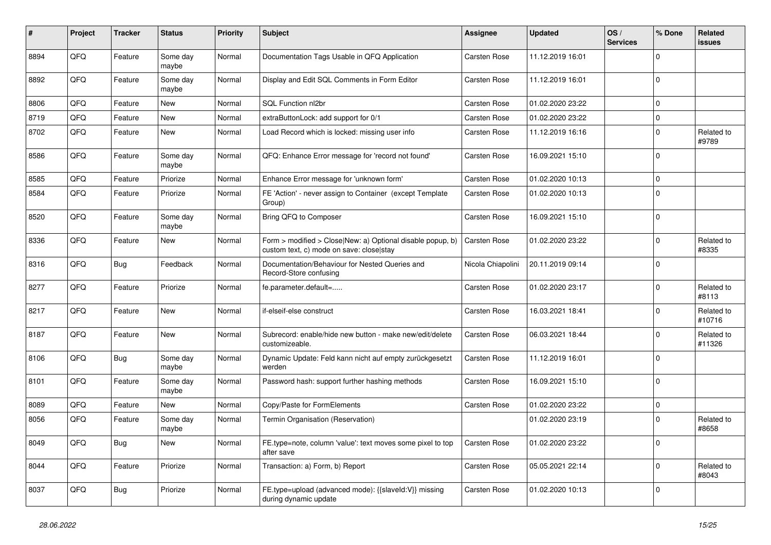| # | Project | Tracker | Status | Priority | Subject | Assignee | Updated | OS / Services | % Done | Related issues |
|---|---|---|---|---|---|---|---|---|---|---|
| 8894 | QFQ | Feature | Some day maybe | Normal | Documentation Tags Usable in QFQ Application | Carsten Rose | 11.12.2019 16:01 | | 0 | |
| 8892 | QFQ | Feature | Some day maybe | Normal | Display and Edit SQL Comments in Form Editor | Carsten Rose | 11.12.2019 16:01 | | 0 | |
| 8806 | QFQ | Feature | New | Normal | SQL Function nl2br | Carsten Rose | 01.02.2020 23:22 | | 0 | |
| 8719 | QFQ | Feature | New | Normal | extraButtonLock: add support for 0/1 | Carsten Rose | 01.02.2020 23:22 | | 0 | |
| 8702 | QFQ | Feature | New | Normal | Load Record which is locked: missing user info | Carsten Rose | 11.12.2019 16:16 | | 0 | Related to #9789 |
| 8586 | QFQ | Feature | Some day maybe | Normal | QFQ: Enhance Error message for 'record not found' | Carsten Rose | 16.09.2021 15:10 | | 0 | |
| 8585 | QFQ | Feature | Priorize | Normal | Enhance Error message for 'unknown form' | Carsten Rose | 01.02.2020 10:13 | | 0 | |
| 8584 | QFQ | Feature | Priorize | Normal | FE 'Action' - never assign to Container (except Template Group) | Carsten Rose | 01.02.2020 10:13 | | 0 | |
| 8520 | QFQ | Feature | Some day maybe | Normal | Bring QFQ to Composer | Carsten Rose | 16.09.2021 15:10 | | 0 | |
| 8336 | QFQ | Feature | New | Normal | Form > modified > Close\|New: a) Optional disable popup, b) custom text, c) mode on save: close\|stay | Carsten Rose | 01.02.2020 23:22 | | 0 | Related to #8335 |
| 8316 | QFQ | Bug | Feedback | Normal | Documentation/Behaviour for Nested Queries and Record-Store confusing | Nicola Chiapolini | 20.11.2019 09:14 | | 0 | |
| 8277 | QFQ | Feature | Priorize | Normal | fe.parameter.default=..... | Carsten Rose | 01.02.2020 23:17 | | 0 | Related to #8113 |
| 8217 | QFQ | Feature | New | Normal | if-elseif-else construct | Carsten Rose | 16.03.2021 18:41 | | 0 | Related to #10716 |
| 8187 | QFQ | Feature | New | Normal | Subrecord: enable/hide new button - make new/edit/delete customizeable. | Carsten Rose | 06.03.2021 18:44 | | 0 | Related to #11326 |
| 8106 | QFQ | Bug | Some day maybe | Normal | Dynamic Update: Feld kann nicht auf empty zurückgesetzt werden | Carsten Rose | 11.12.2019 16:01 | | 0 | |
| 8101 | QFQ | Feature | Some day maybe | Normal | Password hash: support further hashing methods | Carsten Rose | 16.09.2021 15:10 | | 0 | |
| 8089 | QFQ | Feature | New | Normal | Copy/Paste for FormElements | Carsten Rose | 01.02.2020 23:22 | | 0 | |
| 8056 | QFQ | Feature | Some day maybe | Normal | Termin Organisation (Reservation) | | 01.02.2020 23:19 | | 0 | Related to #8658 |
| 8049 | QFQ | Bug | New | Normal | FE.type=note, column 'value': text moves some pixel to top after save | Carsten Rose | 01.02.2020 23:22 | | 0 | |
| 8044 | QFQ | Feature | Priorize | Normal | Transaction: a) Form, b) Report | Carsten Rose | 05.05.2021 22:14 | | 0 | Related to #8043 |
| 8037 | QFQ | Bug | Priorize | Normal | FE.type=upload (advanced mode): {{slaveId:V}} missing during dynamic update | Carsten Rose | 01.02.2020 10:13 | | 0 | |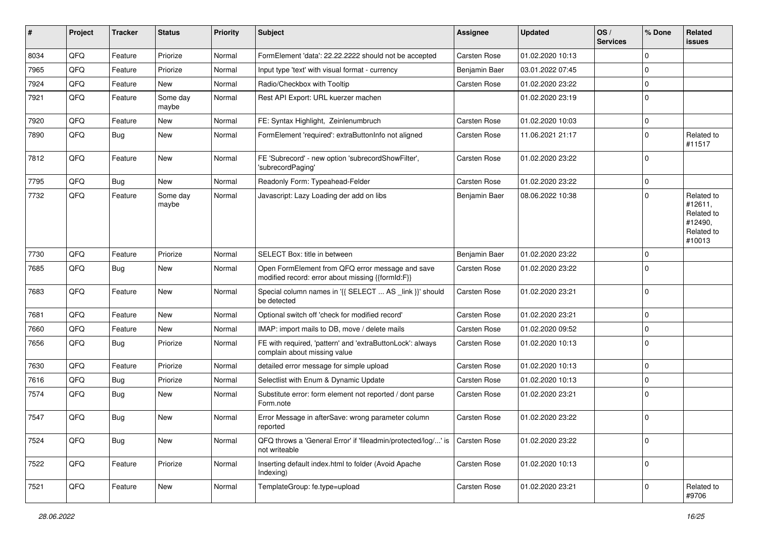| # | Project | Tracker | Status | Priority | Subject | Assignee | Updated | OS / Services | % Done | Related issues |
|---|---|---|---|---|---|---|---|---|---|---|
| 8034 | QFQ | Feature | Priorize | Normal | FormElement 'data': 22.22.2222 should not be accepted | Carsten Rose | 01.02.2020 10:13 | | 0 | |
| 7965 | QFQ | Feature | Priorize | Normal | Input type 'text' with visual format - currency | Benjamin Baer | 03.01.2022 07:45 | | 0 | |
| 7924 | QFQ | Feature | New | Normal | Radio/Checkbox with Tooltip | Carsten Rose | 01.02.2020 23:22 | | 0 | |
| 7921 | QFQ | Feature | Some day maybe | Normal | Rest API Export: URL kuerzer machen | | 01.02.2020 23:19 | | 0 | |
| 7920 | QFQ | Feature | New | Normal | FE: Syntax Highlight, Zeinlenumbruch | Carsten Rose | 01.02.2020 10:03 | | 0 | |
| 7890 | QFQ | Bug | New | Normal | FormElement 'required': extraButtonInfo not aligned | Carsten Rose | 11.06.2021 21:17 | | 0 | Related to #11517 |
| 7812 | QFQ | Feature | New | Normal | FE 'Subrecord' - new option 'subrecordShowFilter', 'subrecordPaging' | Carsten Rose | 01.02.2020 23:22 | | 0 | |
| 7795 | QFQ | Bug | New | Normal | Readonly Form: Typeahead-Felder | Carsten Rose | 01.02.2020 23:22 | | 0 | |
| 7732 | QFQ | Feature | Some day maybe | Normal | Javascript: Lazy Loading der add on libs | Benjamin Baer | 08.06.2022 10:38 | | 0 | Related to #12611, Related to #12490, Related to #10013 |
| 7730 | QFQ | Feature | Priorize | Normal | SELECT Box: title in between | Benjamin Baer | 01.02.2020 23:22 | | 0 | |
| 7685 | QFQ | Bug | New | Normal | Open FormElement from QFQ error message and save modified record: error about missing {{formId:F}} | Carsten Rose | 01.02.2020 23:22 | | 0 | |
| 7683 | QFQ | Feature | New | Normal | Special column names in '{{ SELECT ... AS _link }}' should be detected | Carsten Rose | 01.02.2020 23:21 | | 0 | |
| 7681 | QFQ | Feature | New | Normal | Optional switch off 'check for modified record' | Carsten Rose | 01.02.2020 23:21 | | 0 | |
| 7660 | QFQ | Feature | New | Normal | IMAP: import mails to DB, move / delete mails | Carsten Rose | 01.02.2020 09:52 | | 0 | |
| 7656 | QFQ | Bug | Priorize | Normal | FE with required, 'pattern' and 'extraButtonLock': always complain about missing value | Carsten Rose | 01.02.2020 10:13 | | 0 | |
| 7630 | QFQ | Feature | Priorize | Normal | detailed error message for simple upload | Carsten Rose | 01.02.2020 10:13 | | 0 | |
| 7616 | QFQ | Bug | Priorize | Normal | Selectlist with Enum & Dynamic Update | Carsten Rose | 01.02.2020 10:13 | | 0 | |
| 7574 | QFQ | Bug | New | Normal | Substitute error: form element not reported / dont parse Form.note | Carsten Rose | 01.02.2020 23:21 | | 0 | |
| 7547 | QFQ | Bug | New | Normal | Error Message in afterSave: wrong parameter column reported | Carsten Rose | 01.02.2020 23:22 | | 0 | |
| 7524 | QFQ | Bug | New | Normal | QFQ throws a 'General Error' if 'fileadmin/protected/log/...' is not writeable | Carsten Rose | 01.02.2020 23:22 | | 0 | |
| 7522 | QFQ | Feature | Priorize | Normal | Inserting default index.html to folder (Avoid Apache Indexing) | Carsten Rose | 01.02.2020 10:13 | | 0 | |
| 7521 | QFQ | Feature | New | Normal | TemplateGroup: fe.type=upload | Carsten Rose | 01.02.2020 23:21 | | 0 | Related to #9706 |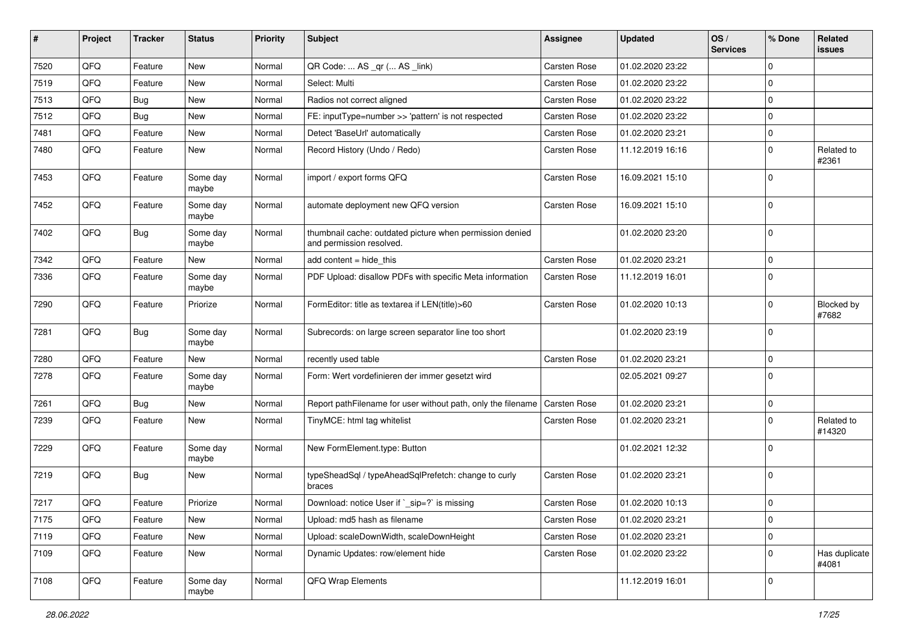| # | Project | Tracker | Status | Priority | Subject | Assignee | Updated | OS / Services | % Done | Related issues |
|---|---|---|---|---|---|---|---|---|---|---|
| 7520 | QFQ | Feature | New | Normal | QR Code: ... AS _qr (... AS _link) | Carsten Rose | 01.02.2020 23:22 | | 0 | |
| 7519 | QFQ | Feature | New | Normal | Select: Multi | Carsten Rose | 01.02.2020 23:22 | | 0 | |
| 7513 | QFQ | Bug | New | Normal | Radios not correct aligned | Carsten Rose | 01.02.2020 23:22 | | 0 | |
| 7512 | QFQ | Bug | New | Normal | FE: inputType=number >> 'pattern' is not respected | Carsten Rose | 01.02.2020 23:22 | | 0 | |
| 7481 | QFQ | Feature | New | Normal | Detect 'BaseUrl' automatically | Carsten Rose | 01.02.2020 23:21 | | 0 | |
| 7480 | QFQ | Feature | New | Normal | Record History (Undo / Redo) | Carsten Rose | 11.12.2019 16:16 | | 0 | Related to #2361 |
| 7453 | QFQ | Feature | Some day maybe | Normal | import / export forms QFQ | Carsten Rose | 16.09.2021 15:10 | | 0 | |
| 7452 | QFQ | Feature | Some day maybe | Normal | automate deployment new QFQ version | Carsten Rose | 16.09.2021 15:10 | | 0 | |
| 7402 | QFQ | Bug | Some day maybe | Normal | thumbnail cache: outdated picture when permission denied and permission resolved. | | 01.02.2020 23:20 | | 0 | |
| 7342 | QFQ | Feature | New | Normal | add content = hide_this | Carsten Rose | 01.02.2020 23:21 | | 0 | |
| 7336 | QFQ | Feature | Some day maybe | Normal | PDF Upload: disallow PDFs with specific Meta information | Carsten Rose | 11.12.2019 16:01 | | 0 | |
| 7290 | QFQ | Feature | Priorize | Normal | FormEditor: title as textarea if LEN(title)>60 | Carsten Rose | 01.02.2020 10:13 | | 0 | Blocked by #7682 |
| 7281 | QFQ | Bug | Some day maybe | Normal | Subrecords: on large screen separator line too short | | 01.02.2020 23:19 | | 0 | |
| 7280 | QFQ | Feature | New | Normal | recently used table | Carsten Rose | 01.02.2020 23:21 | | 0 | |
| 7278 | QFQ | Feature | Some day maybe | Normal | Form: Wert vordefinieren der immer gesetzt wird | | 02.05.2021 09:27 | | 0 | |
| 7261 | QFQ | Bug | New | Normal | Report pathFilename for user without path, only the filename | Carsten Rose | 01.02.2020 23:21 | | 0 | |
| 7239 | QFQ | Feature | New | Normal | TinyMCE: html tag whitelist | Carsten Rose | 01.02.2020 23:21 | | 0 | Related to #14320 |
| 7229 | QFQ | Feature | Some day maybe | Normal | New FormElement.type: Button | | 01.02.2021 12:32 | | 0 | |
| 7219 | QFQ | Bug | New | Normal | typeSheadSql / typeAheadSqlPrefetch: change to curly braces | Carsten Rose | 01.02.2020 23:21 | | 0 | |
| 7217 | QFQ | Feature | Priorize | Normal | Download: notice User if `_sip=?` is missing | Carsten Rose | 01.02.2020 10:13 | | 0 | |
| 7175 | QFQ | Feature | New | Normal | Upload: md5 hash as filename | Carsten Rose | 01.02.2020 23:21 | | 0 | |
| 7119 | QFQ | Feature | New | Normal | Upload: scaleDownWidth, scaleDownHeight | Carsten Rose | 01.02.2020 23:21 | | 0 | |
| 7109 | QFQ | Feature | New | Normal | Dynamic Updates: row/element hide | Carsten Rose | 01.02.2020 23:22 | | 0 | Has duplicate #4081 |
| 7108 | QFQ | Feature | Some day maybe | Normal | QFQ Wrap Elements | | 11.12.2019 16:01 | | 0 | |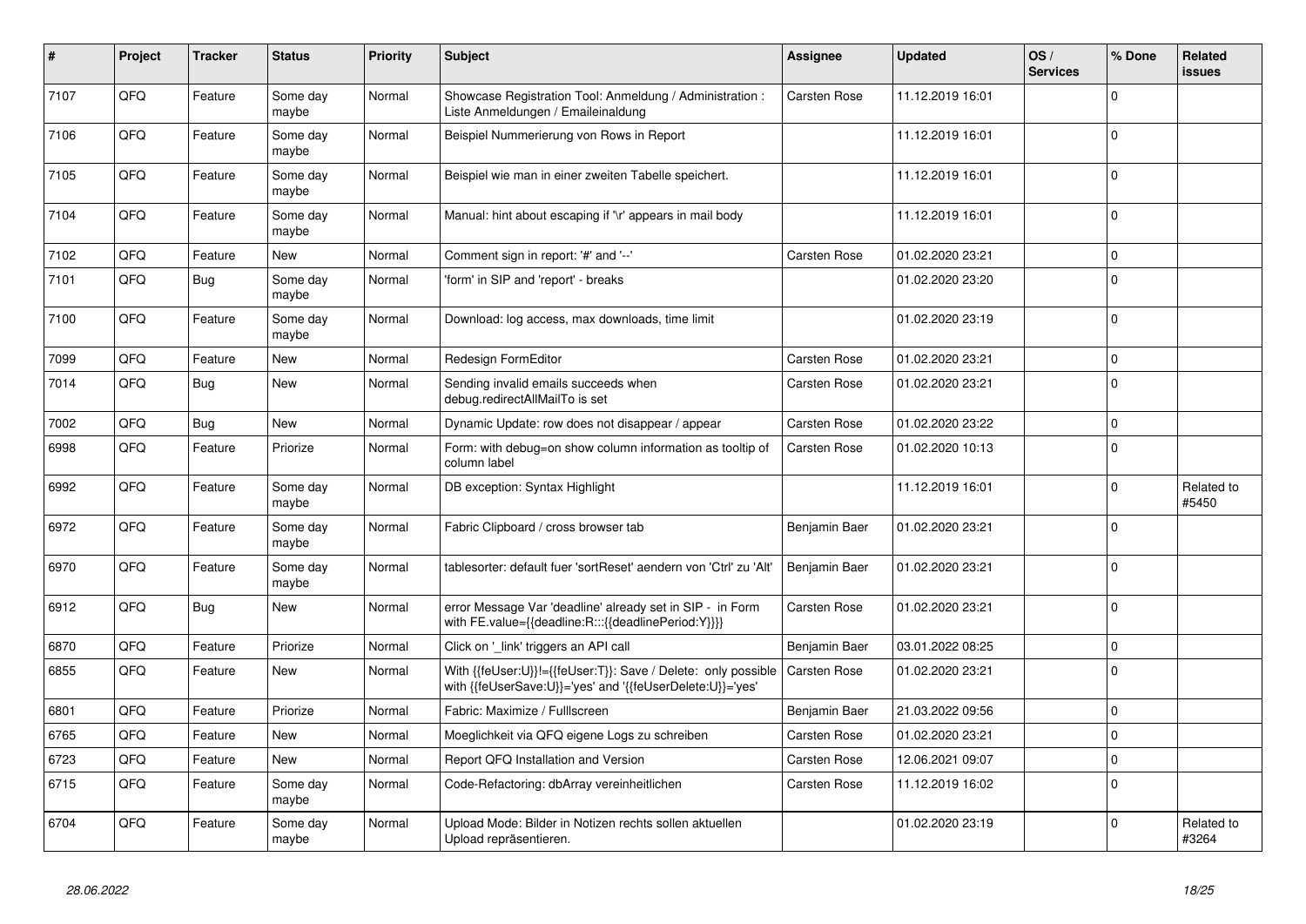| # | Project | Tracker | Status | Priority | Subject | Assignee | Updated | OS / Services | % Done | Related issues |
|---|---|---|---|---|---|---|---|---|---|---|
| 7107 | QFQ | Feature | Some day maybe | Normal | Showcase Registration Tool: Anmeldung / Administration : Liste Anmeldungen / Emaileinaldung | Carsten Rose | 11.12.2019 16:01 | | 0 | |
| 7106 | QFQ | Feature | Some day maybe | Normal | Beispiel Nummerierung von Rows in Report | | 11.12.2019 16:01 | | 0 | |
| 7105 | QFQ | Feature | Some day maybe | Normal | Beispiel wie man in einer zweiten Tabelle speichert. | | 11.12.2019 16:01 | | 0 | |
| 7104 | QFQ | Feature | Some day maybe | Normal | Manual: hint about escaping if '\r' appears in mail body | | 11.12.2019 16:01 | | 0 | |
| 7102 | QFQ | Feature | New | Normal | Comment sign in report: '#' and '--' | Carsten Rose | 01.02.2020 23:21 | | 0 | |
| 7101 | QFQ | Bug | Some day maybe | Normal | 'form' in SIP and 'report' - breaks | | 01.02.2020 23:20 | | 0 | |
| 7100 | QFQ | Feature | Some day maybe | Normal | Download: log access, max downloads, time limit | | 01.02.2020 23:19 | | 0 | |
| 7099 | QFQ | Feature | New | Normal | Redesign FormEditor | Carsten Rose | 01.02.2020 23:21 | | 0 | |
| 7014 | QFQ | Bug | New | Normal | Sending invalid emails succeeds when debug.redirectAllMailTo is set | Carsten Rose | 01.02.2020 23:21 | | 0 | |
| 7002 | QFQ | Bug | New | Normal | Dynamic Update: row does not disappear / appear | Carsten Rose | 01.02.2020 23:22 | | 0 | |
| 6998 | QFQ | Feature | Priorize | Normal | Form: with debug=on show column information as tooltip of column label | Carsten Rose | 01.02.2020 10:13 | | 0 | |
| 6992 | QFQ | Feature | Some day maybe | Normal | DB exception: Syntax Highlight | | 11.12.2019 16:01 | | 0 | Related to #5450 |
| 6972 | QFQ | Feature | Some day maybe | Normal | Fabric Clipboard / cross browser tab | Benjamin Baer | 01.02.2020 23:21 | | 0 | |
| 6970 | QFQ | Feature | Some day maybe | Normal | tablesorter: default fuer 'sortReset' aendern von 'Ctrl' zu 'Alt' | Benjamin Baer | 01.02.2020 23:21 | | 0 | |
| 6912 | QFQ | Bug | New | Normal | error Message Var 'deadline' already set in SIP - in Form with FE.value={{deadline:R:::{{deadlinePeriod:Y}}}} | Carsten Rose | 01.02.2020 23:21 | | 0 | |
| 6870 | QFQ | Feature | Priorize | Normal | Click on '_link' triggers an API call | Benjamin Baer | 03.01.2022 08:25 | | 0 | |
| 6855 | QFQ | Feature | New | Normal | With {{feUser:U}}!={{feUser:T}}: Save / Delete: only possible with {{feUserSave:U}}='yes' and '{{feUserDelete:U}}='yes' | Carsten Rose | 01.02.2020 23:21 | | 0 | |
| 6801 | QFQ | Feature | Priorize | Normal | Fabric: Maximize / Fulllscreen | Benjamin Baer | 21.03.2022 09:56 | | 0 | |
| 6765 | QFQ | Feature | New | Normal | Moeglichkeit via QFQ eigene Logs zu schreiben | Carsten Rose | 01.02.2020 23:21 | | 0 | |
| 6723 | QFQ | Feature | New | Normal | Report QFQ Installation and Version | Carsten Rose | 12.06.2021 09:07 | | 0 | |
| 6715 | QFQ | Feature | Some day maybe | Normal | Code-Refactoring: dbArray vereinheitlichen | Carsten Rose | 11.12.2019 16:02 | | 0 | |
| 6704 | QFQ | Feature | Some day maybe | Normal | Upload Mode: Bilder in Notizen rechts sollen aktuellen Upload repräsentieren. | | 01.02.2020 23:19 | | 0 | Related to #3264 |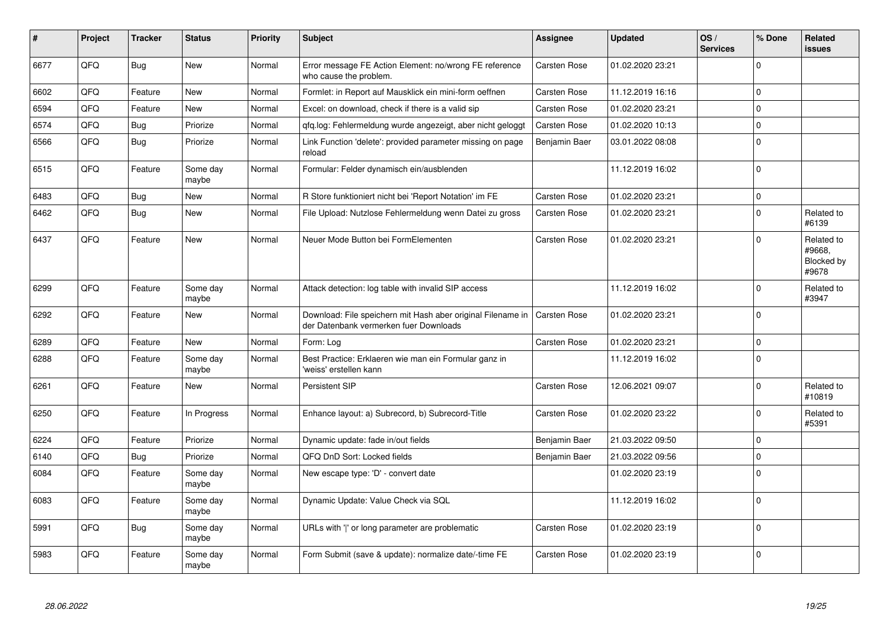| # | Project | Tracker | Status | Priority | Subject | Assignee | Updated | OS / Services | % Done | Related issues |
|---|---|---|---|---|---|---|---|---|---|---|
| 6677 | QFQ | Bug | New | Normal | Error message FE Action Element: no/wrong FE reference who cause the problem. | Carsten Rose | 01.02.2020 23:21 | | 0 | |
| 6602 | QFQ | Feature | New | Normal | Formlet: in Report auf Mausklick ein mini-form oeffnen | Carsten Rose | 11.12.2019 16:16 | | 0 | |
| 6594 | QFQ | Feature | New | Normal | Excel: on download, check if there is a valid sip | Carsten Rose | 01.02.2020 23:21 | | 0 | |
| 6574 | QFQ | Bug | Priorize | Normal | qfq.log: Fehlermeldung wurde angezeigt, aber nicht geloggt | Carsten Rose | 01.02.2020 10:13 | | 0 | |
| 6566 | QFQ | Bug | Priorize | Normal | Link Function 'delete': provided parameter missing on page reload | Benjamin Baer | 03.01.2022 08:08 | | 0 | |
| 6515 | QFQ | Feature | Some day maybe | Normal | Formular: Felder dynamisch ein/ausblenden | | 11.12.2019 16:02 | | 0 | |
| 6483 | QFQ | Bug | New | Normal | R Store funktioniert nicht bei 'Report Notation' im FE | Carsten Rose | 01.02.2020 23:21 | | 0 | |
| 6462 | QFQ | Bug | New | Normal | File Upload: Nutzlose Fehlermeldung wenn Datei zu gross | Carsten Rose | 01.02.2020 23:21 | | 0 | Related to #6139 |
| 6437 | QFQ | Feature | New | Normal | Neuer Mode Button bei FormElementen | Carsten Rose | 01.02.2020 23:21 | | 0 | Related to #9668, Blocked by #9678 |
| 6299 | QFQ | Feature | Some day maybe | Normal | Attack detection: log table with invalid SIP access | | 11.12.2019 16:02 | | 0 | Related to #3947 |
| 6292 | QFQ | Feature | New | Normal | Download: File speichern mit Hash aber original Filename in der Datenbank vermerken fuer Downloads | Carsten Rose | 01.02.2020 23:21 | | 0 | |
| 6289 | QFQ | Feature | New | Normal | Form: Log | Carsten Rose | 01.02.2020 23:21 | | 0 | |
| 6288 | QFQ | Feature | Some day maybe | Normal | Best Practice: Erklaeren wie man ein Formular ganz in 'weiss' erstellen kann | | 11.12.2019 16:02 | | 0 | |
| 6261 | QFQ | Feature | New | Normal | Persistent SIP | Carsten Rose | 12.06.2021 09:07 | | 0 | Related to #10819 |
| 6250 | QFQ | Feature | In Progress | Normal | Enhance layout: a) Subrecord, b) Subrecord-Title | Carsten Rose | 01.02.2020 23:22 | | 0 | Related to #5391 |
| 6224 | QFQ | Feature | Priorize | Normal | Dynamic update: fade in/out fields | Benjamin Baer | 21.03.2022 09:50 | | 0 | |
| 6140 | QFQ | Bug | Priorize | Normal | QFQ DnD Sort: Locked fields | Benjamin Baer | 21.03.2022 09:56 | | 0 | |
| 6084 | QFQ | Feature | Some day maybe | Normal | New escape type: 'D' - convert date | | 01.02.2020 23:19 | | 0 | |
| 6083 | QFQ | Feature | Some day maybe | Normal | Dynamic Update: Value Check via SQL | | 11.12.2019 16:02 | | 0 | |
| 5991 | QFQ | Bug | Some day maybe | Normal | URLs with '\|' or long parameter are problematic | Carsten Rose | 01.02.2020 23:19 | | 0 | |
| 5983 | QFQ | Feature | Some day maybe | Normal | Form Submit (save & update): normalize date/-time FE | Carsten Rose | 01.02.2020 23:19 | | 0 | |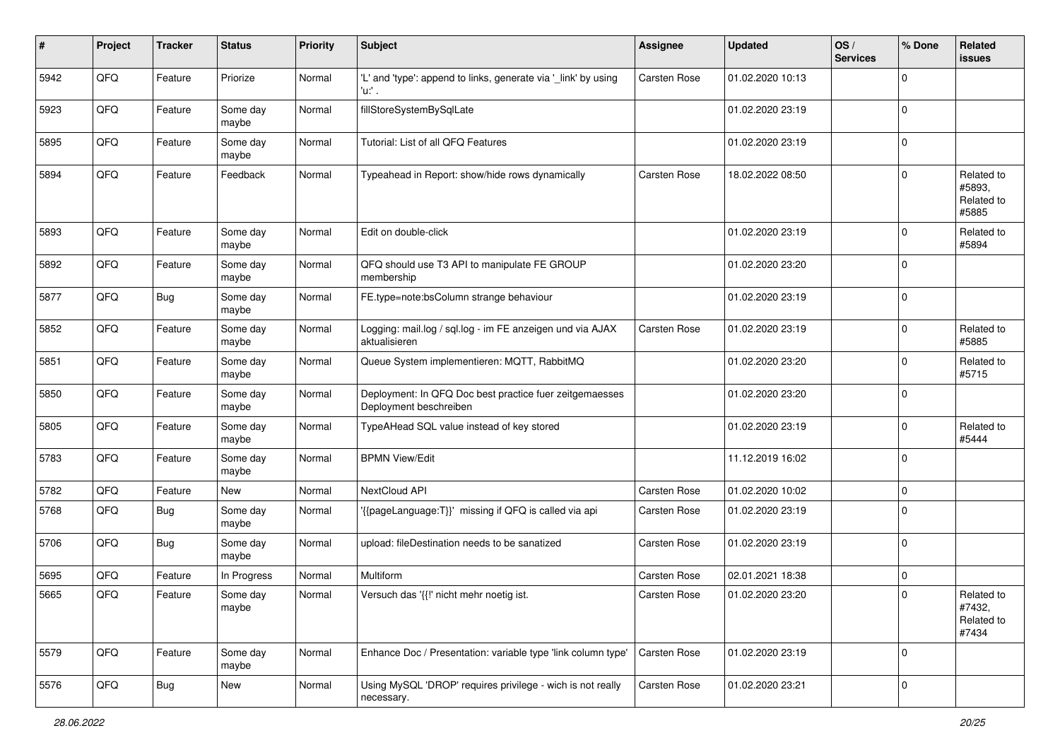| # | Project | Tracker | Status | Priority | Subject | Assignee | Updated | OS / Services | % Done | Related issues |
|---|---|---|---|---|---|---|---|---|---|---|
| 5942 | QFQ | Feature | Priorize | Normal | 'L' and 'type': append to links, generate via '_link' by using 'u:' . | Carsten Rose | 01.02.2020 10:13 | | 0 | |
| 5923 | QFQ | Feature | Some day maybe | Normal | fillStoreSystemBySqlLate | | 01.02.2020 23:19 | | 0 | |
| 5895 | QFQ | Feature | Some day maybe | Normal | Tutorial: List of all QFQ Features | | 01.02.2020 23:19 | | 0 | |
| 5894 | QFQ | Feature | Feedback | Normal | Typeahead in Report: show/hide rows dynamically | Carsten Rose | 18.02.2022 08:50 | | 0 | Related to #5893, Related to #5885 |
| 5893 | QFQ | Feature | Some day maybe | Normal | Edit on double-click | | 01.02.2020 23:19 | | 0 | Related to #5894 |
| 5892 | QFQ | Feature | Some day maybe | Normal | QFQ should use T3 API to manipulate FE GROUP membership | | 01.02.2020 23:20 | | 0 | |
| 5877 | QFQ | Bug | Some day maybe | Normal | FE.type=note:bsColumn strange behaviour | | 01.02.2020 23:19 | | 0 | |
| 5852 | QFQ | Feature | Some day maybe | Normal | Logging: mail.log / sql.log - im FE anzeigen und via AJAX aktualisieren | Carsten Rose | 01.02.2020 23:19 | | 0 | Related to #5885 |
| 5851 | QFQ | Feature | Some day maybe | Normal | Queue System implementieren: MQTT, RabbitMQ | | 01.02.2020 23:20 | | 0 | Related to #5715 |
| 5850 | QFQ | Feature | Some day maybe | Normal | Deployment: In QFQ Doc best practice fuer zeitgemaesses Deployment beschreiben | | 01.02.2020 23:20 | | 0 | |
| 5805 | QFQ | Feature | Some day maybe | Normal | TypeAHead SQL value instead of key stored | | 01.02.2020 23:19 | | 0 | Related to #5444 |
| 5783 | QFQ | Feature | Some day maybe | Normal | BPMN View/Edit | | 11.12.2019 16:02 | | 0 | |
| 5782 | QFQ | Feature | New | Normal | NextCloud API | Carsten Rose | 01.02.2020 10:02 | | 0 | |
| 5768 | QFQ | Bug | Some day maybe | Normal | '{{pageLanguage:T}}' missing if QFQ is called via api | Carsten Rose | 01.02.2020 23:19 | | 0 | |
| 5706 | QFQ | Bug | Some day maybe | Normal | upload: fileDestination needs to be sanatized | Carsten Rose | 01.02.2020 23:19 | | 0 | |
| 5695 | QFQ | Feature | In Progress | Normal | Multiform | Carsten Rose | 02.01.2021 18:38 | | 0 | |
| 5665 | QFQ | Feature | Some day maybe | Normal | Versuch das '{{!' nicht mehr noetig ist. | Carsten Rose | 01.02.2020 23:20 | | 0 | Related to #7432, Related to #7434 |
| 5579 | QFQ | Feature | Some day maybe | Normal | Enhance Doc / Presentation: variable type 'link column type' | Carsten Rose | 01.02.2020 23:19 | | 0 | |
| 5576 | QFQ | Bug | New | Normal | Using MySQL 'DROP' requires privilege - wich is not really necessary. | Carsten Rose | 01.02.2020 23:21 | | 0 | |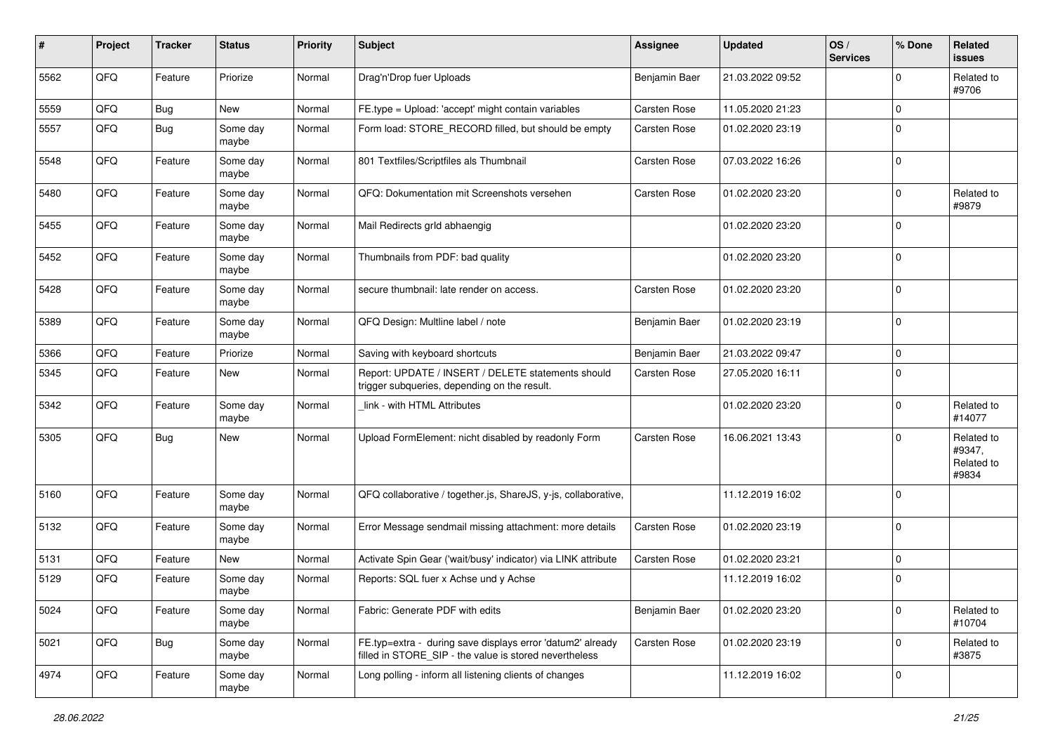| # | Project | Tracker | Status | Priority | Subject | Assignee | Updated | OS / Services | % Done | Related issues |
|---|---|---|---|---|---|---|---|---|---|---|
| 5562 | QFQ | Feature | Priorize | Normal | Drag'n'Drop fuer Uploads | Benjamin Baer | 21.03.2022 09:52 | | 0 | Related to #9706 |
| 5559 | QFQ | Bug | New | Normal | FE.type = Upload: 'accept' might contain variables | Carsten Rose | 11.05.2020 21:23 | | 0 | |
| 5557 | QFQ | Bug | Some day maybe | Normal | Form load: STORE_RECORD filled, but should be empty | Carsten Rose | 01.02.2020 23:19 | | 0 | |
| 5548 | QFQ | Feature | Some day maybe | Normal | 801 Textfiles/Scriptfiles als Thumbnail | Carsten Rose | 07.03.2022 16:26 | | 0 | |
| 5480 | QFQ | Feature | Some day maybe | Normal | QFQ: Dokumentation mit Screenshots versehen | Carsten Rose | 01.02.2020 23:20 | | 0 | Related to #9879 |
| 5455 | QFQ | Feature | Some day maybe | Normal | Mail Redirects grId abhaengig | | 01.02.2020 23:20 | | 0 | |
| 5452 | QFQ | Feature | Some day maybe | Normal | Thumbnails from PDF: bad quality | | 01.02.2020 23:20 | | 0 | |
| 5428 | QFQ | Feature | Some day maybe | Normal | secure thumbnail: late render on access. | Carsten Rose | 01.02.2020 23:20 | | 0 | |
| 5389 | QFQ | Feature | Some day maybe | Normal | QFQ Design: Multline label / note | Benjamin Baer | 01.02.2020 23:19 | | 0 | |
| 5366 | QFQ | Feature | Priorize | Normal | Saving with keyboard shortcuts | Benjamin Baer | 21.03.2022 09:47 | | 0 | |
| 5345 | QFQ | Feature | New | Normal | Report: UPDATE / INSERT / DELETE statements should trigger subqueries, depending on the result. | Carsten Rose | 27.05.2020 16:11 | | 0 | |
| 5342 | QFQ | Feature | Some day maybe | Normal | _link - with HTML Attributes | | 01.02.2020 23:20 | | 0 | Related to #14077 |
| 5305 | QFQ | Bug | New | Normal | Upload FormElement: nicht disabled by readonly Form | Carsten Rose | 16.06.2021 13:43 | | 0 | Related to #9347, Related to #9834 |
| 5160 | QFQ | Feature | Some day maybe | Normal | QFQ collaborative / together.js, ShareJS, y-js, collaborative, | | 11.12.2019 16:02 | | 0 | |
| 5132 | QFQ | Feature | Some day maybe | Normal | Error Message sendmail missing attachment: more details | Carsten Rose | 01.02.2020 23:19 | | 0 | |
| 5131 | QFQ | Feature | New | Normal | Activate Spin Gear ('wait/busy' indicator) via LINK attribute | Carsten Rose | 01.02.2020 23:21 | | 0 | |
| 5129 | QFQ | Feature | Some day maybe | Normal | Reports: SQL fuer x Achse und y Achse | | 11.12.2019 16:02 | | 0 | |
| 5024 | QFQ | Feature | Some day maybe | Normal | Fabric: Generate PDF with edits | Benjamin Baer | 01.02.2020 23:20 | | 0 | Related to #10704 |
| 5021 | QFQ | Bug | Some day maybe | Normal | FE.typ=extra - during save displays error 'datum2' already filled in STORE_SIP - the value is stored nevertheless | Carsten Rose | 01.02.2020 23:19 | | 0 | Related to #3875 |
| 4974 | QFQ | Feature | Some day maybe | Normal | Long polling - inform all listening clients of changes | | 11.12.2019 16:02 | | 0 | |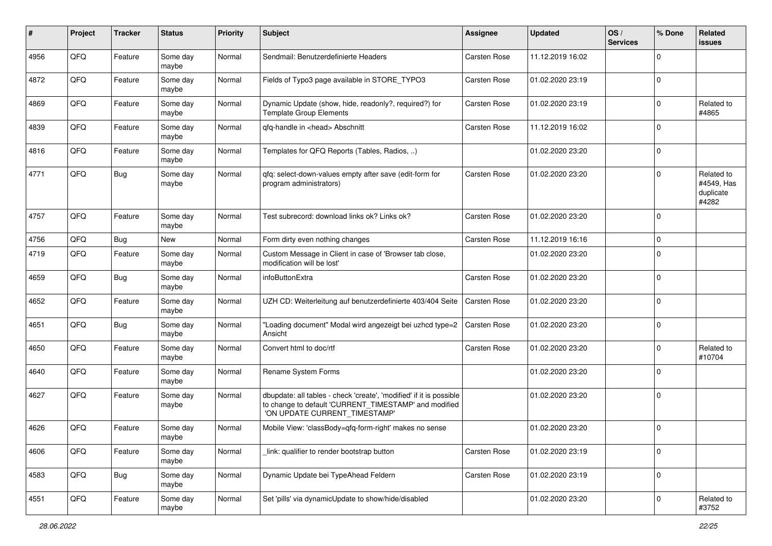| # | Project | Tracker | Status | Priority | Subject | Assignee | Updated | OS / Services | % Done | Related issues |
|---|---|---|---|---|---|---|---|---|---|---|
| 4956 | QFQ | Feature | Some day maybe | Normal | Sendmail: Benutzerdefinierte Headers | Carsten Rose | 11.12.2019 16:02 | | 0 | |
| 4872 | QFQ | Feature | Some day maybe | Normal | Fields of Typo3 page available in STORE_TYPO3 | Carsten Rose | 01.02.2020 23:19 | | 0 | |
| 4869 | QFQ | Feature | Some day maybe | Normal | Dynamic Update (show, hide, readonly?, required?) for Template Group Elements | Carsten Rose | 01.02.2020 23:19 | | 0 | Related to #4865 |
| 4839 | QFQ | Feature | Some day maybe | Normal | qfq-handle in <head> Abschnitt | Carsten Rose | 11.12.2019 16:02 | | 0 | |
| 4816 | QFQ | Feature | Some day maybe | Normal | Templates for QFQ Reports (Tables, Radios, ..) | | 01.02.2020 23:20 | | 0 | |
| 4771 | QFQ | Bug | Some day maybe | Normal | qfq: select-down-values empty after save (edit-form for program administrators) | Carsten Rose | 01.02.2020 23:20 | | 0 | Related to #4549, Has duplicate #4282 |
| 4757 | QFQ | Feature | Some day maybe | Normal | Test subrecord: download links ok? Links ok? | Carsten Rose | 01.02.2020 23:20 | | 0 | |
| 4756 | QFQ | Bug | New | Normal | Form dirty even nothing changes | Carsten Rose | 11.12.2019 16:16 | | 0 | |
| 4719 | QFQ | Feature | Some day maybe | Normal | Custom Message in Client in case of 'Browser tab close, modification will be lost' | | 01.02.2020 23:20 | | 0 | |
| 4659 | QFQ | Bug | Some day maybe | Normal | infoButtonExtra | Carsten Rose | 01.02.2020 23:20 | | 0 | |
| 4652 | QFQ | Feature | Some day maybe | Normal | UZH CD: Weiterleitung auf benutzerdefinierte 403/404 Seite | Carsten Rose | 01.02.2020 23:20 | | 0 | |
| 4651 | QFQ | Bug | Some day maybe | Normal | "Loading document" Modal wird angezeigt bei uzhcd type=2 Ansicht | Carsten Rose | 01.02.2020 23:20 | | 0 | |
| 4650 | QFQ | Feature | Some day maybe | Normal | Convert html to doc/rtf | Carsten Rose | 01.02.2020 23:20 | | 0 | Related to #10704 |
| 4640 | QFQ | Feature | Some day maybe | Normal | Rename System Forms | | 01.02.2020 23:20 | | 0 | |
| 4627 | QFQ | Feature | Some day maybe | Normal | dbupdate: all tables - check 'create', 'modified' if it is possible to change to default 'CURRENT_TIMESTAMP' and modified 'ON UPDATE CURRENT_TIMESTAMP' | | 01.02.2020 23:20 | | 0 | |
| 4626 | QFQ | Feature | Some day maybe | Normal | Mobile View: 'classBody=qfq-form-right' makes no sense | | 01.02.2020 23:20 | | 0 | |
| 4606 | QFQ | Feature | Some day maybe | Normal | _link: qualifier to render bootstrap button | Carsten Rose | 01.02.2020 23:19 | | 0 | |
| 4583 | QFQ | Bug | Some day maybe | Normal | Dynamic Update bei TypeAhead Feldern | Carsten Rose | 01.02.2020 23:19 | | 0 | |
| 4551 | QFQ | Feature | Some day maybe | Normal | Set 'pills' via dynamicUpdate to show/hide/disabled | | 01.02.2020 23:20 | | 0 | Related to #3752 |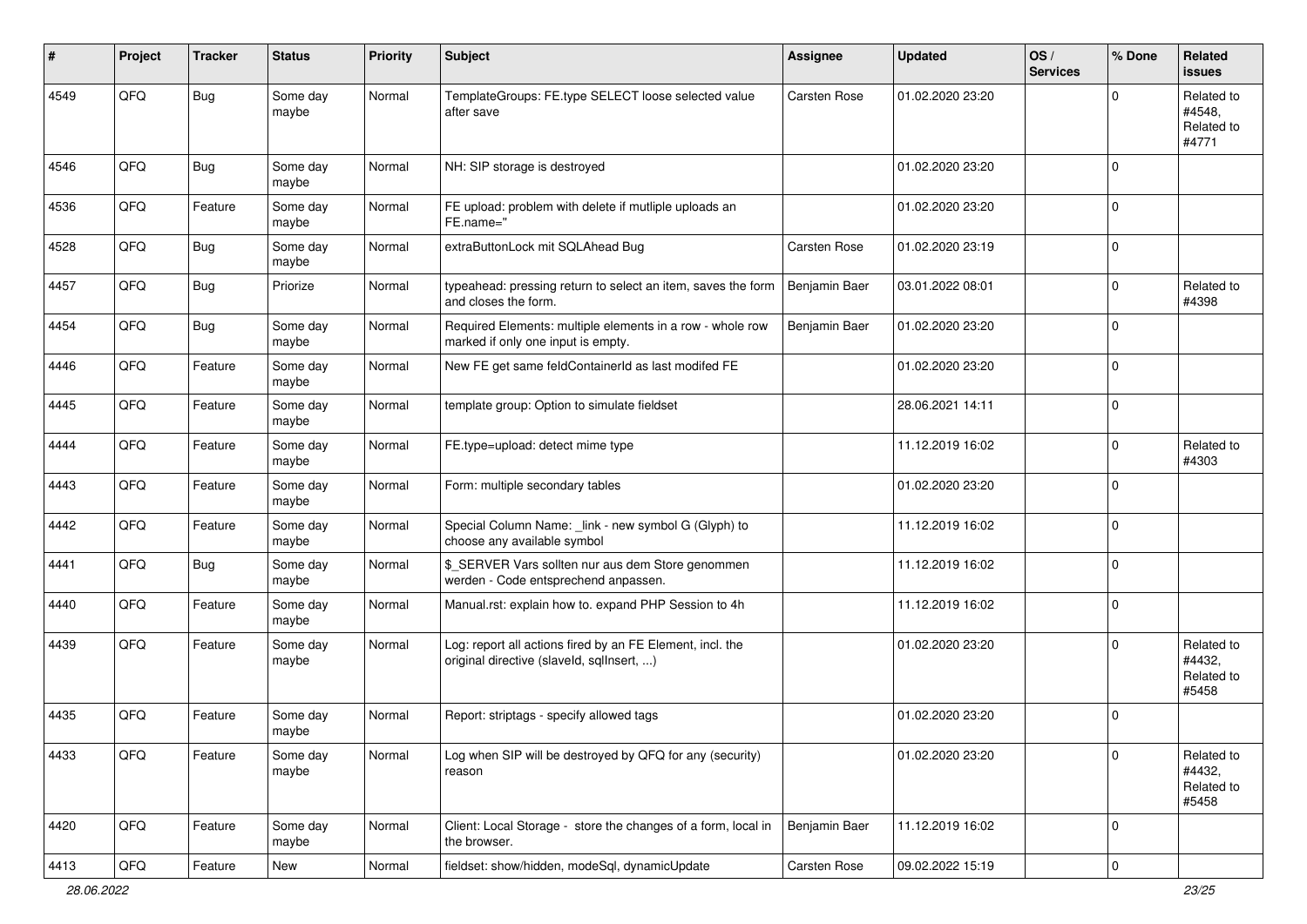| # | Project | Tracker | Status | Priority | Subject | Assignee | Updated | OS / Services | % Done | Related issues |
|---|---|---|---|---|---|---|---|---|---|---|
| 4549 | QFQ | Bug | Some day maybe | Normal | TemplateGroups: FE.type SELECT loose selected value after save | Carsten Rose | 01.02.2020 23:20 | | 0 | Related to #4548, Related to #4771 |
| 4546 | QFQ | Bug | Some day maybe | Normal | NH: SIP storage is destroyed | | 01.02.2020 23:20 | | 0 | |
| 4536 | QFQ | Feature | Some day maybe | Normal | FE upload: problem with delete if mutliple uploads an FE.name=" | | 01.02.2020 23:20 | | 0 | |
| 4528 | QFQ | Bug | Some day maybe | Normal | extraButtonLock mit SQLAhead Bug | Carsten Rose | 01.02.2020 23:19 | | 0 | |
| 4457 | QFQ | Bug | Priorize | Normal | typeahead: pressing return to select an item, saves the form and closes the form. | Benjamin Baer | 03.01.2022 08:01 | | 0 | Related to #4398 |
| 4454 | QFQ | Bug | Some day maybe | Normal | Required Elements: multiple elements in a row - whole row marked if only one input is empty. | Benjamin Baer | 01.02.2020 23:20 | | 0 | |
| 4446 | QFQ | Feature | Some day maybe | Normal | New FE get same feldContainerId as last modifed FE | | 01.02.2020 23:20 | | 0 | |
| 4445 | QFQ | Feature | Some day maybe | Normal | template group: Option to simulate fieldset | | 28.06.2021 14:11 | | 0 | |
| 4444 | QFQ | Feature | Some day maybe | Normal | FE.type=upload: detect mime type | | 11.12.2019 16:02 | | 0 | Related to #4303 |
| 4443 | QFQ | Feature | Some day maybe | Normal | Form: multiple secondary tables | | 01.02.2020 23:20 | | 0 | |
| 4442 | QFQ | Feature | Some day maybe | Normal | Special Column Name: _link - new symbol G (Glyph) to choose any available symbol | | 11.12.2019 16:02 | | 0 | |
| 4441 | QFQ | Bug | Some day maybe | Normal | $_SERVER Vars sollten nur aus dem Store genommen werden - Code entsprechend anpassen. | | 11.12.2019 16:02 | | 0 | |
| 4440 | QFQ | Feature | Some day maybe | Normal | Manual.rst: explain how to. expand PHP Session to 4h | | 11.12.2019 16:02 | | 0 | |
| 4439 | QFQ | Feature | Some day maybe | Normal | Log: report all actions fired by an FE Element, incl. the original directive (slaveId, sqlInsert, ...) | | 01.02.2020 23:20 | | 0 | Related to #4432, Related to #5458 |
| 4435 | QFQ | Feature | Some day maybe | Normal | Report: striptags - specify allowed tags | | 01.02.2020 23:20 | | 0 | |
| 4433 | QFQ | Feature | Some day maybe | Normal | Log when SIP will be destroyed by QFQ for any (security) reason | | 01.02.2020 23:20 | | 0 | Related to #4432, Related to #5458 |
| 4420 | QFQ | Feature | Some day maybe | Normal | Client: Local Storage - store the changes of a form, local in the browser. | Benjamin Baer | 11.12.2019 16:02 | | 0 | |
| 4413 | QFQ | Feature | New | Normal | fieldset: show/hidden, modeSql, dynamicUpdate | Carsten Rose | 09.02.2022 15:19 | | 0 | |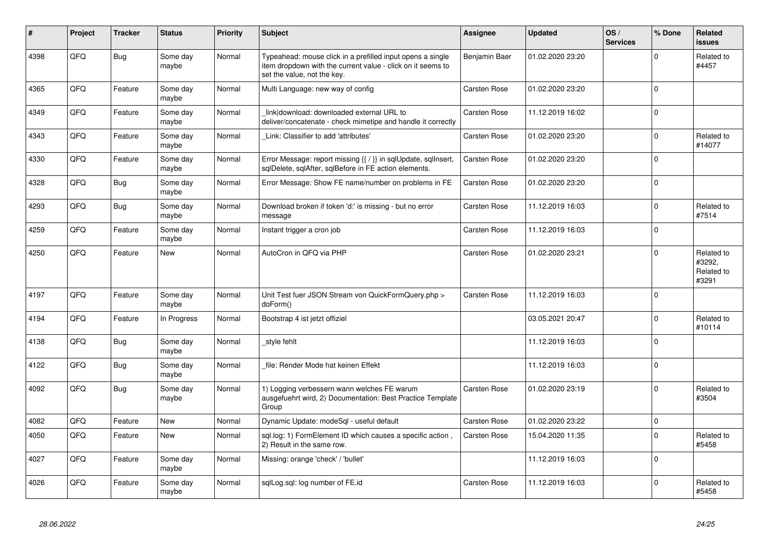| # | Project | Tracker | Status | Priority | Subject | Assignee | Updated | OS / Services | % Done | Related issues |
|---|---|---|---|---|---|---|---|---|---|---|
| 4398 | QFQ | Bug | Some day maybe | Normal | Typeahead: mouse click in a prefilled input opens a single item dropdown with the current value - click on it seems to set the value, not the key. | Benjamin Baer | 01.02.2020 23:20 | | 0 | Related to #4457 |
| 4365 | QFQ | Feature | Some day maybe | Normal | Multi Language: new way of config | Carsten Rose | 01.02.2020 23:20 | | 0 | |
| 4349 | QFQ | Feature | Some day maybe | Normal | _link\|download: downloaded external URL to deliver/concatenate - check mimetipe and handle it correctly | Carsten Rose | 11.12.2019 16:02 | | 0 | |
| 4343 | QFQ | Feature | Some day maybe | Normal | _Link: Classifier to add 'attributes' | Carsten Rose | 01.02.2020 23:20 | | 0 | Related to #14077 |
| 4330 | QFQ | Feature | Some day maybe | Normal | Error Message: report missing {{ / }} in sqlUpdate, sqlInsert, sqlDelete, sqlAfter, sqlBefore in FE action elements. | Carsten Rose | 01.02.2020 23:20 | | 0 | |
| 4328 | QFQ | Bug | Some day maybe | Normal | Error Message: Show FE name/number on problems in FE | Carsten Rose | 01.02.2020 23:20 | | 0 | |
| 4293 | QFQ | Bug | Some day maybe | Normal | Download broken if token 'd:' is missing - but no error message | Carsten Rose | 11.12.2019 16:03 | | 0 | Related to #7514 |
| 4259 | QFQ | Feature | Some day maybe | Normal | Instant trigger a cron job | Carsten Rose | 11.12.2019 16:03 | | 0 | |
| 4250 | QFQ | Feature | New | Normal | AutoCron in QFQ via PHP | Carsten Rose | 01.02.2020 23:21 | | 0 | Related to #3292, Related to #3291 |
| 4197 | QFQ | Feature | Some day maybe | Normal | Unit Test fuer JSON Stream von QuickFormQuery.php > doForm() | Carsten Rose | 11.12.2019 16:03 | | 0 | |
| 4194 | QFQ | Feature | In Progress | Normal | Bootstrap 4 ist jetzt offiziel | | 03.05.2021 20:47 | | 0 | Related to #10114 |
| 4138 | QFQ | Bug | Some day maybe | Normal | _style fehlt | | 11.12.2019 16:03 | | 0 | |
| 4122 | QFQ | Bug | Some day maybe | Normal | _file: Render Mode hat keinen Effekt | | 11.12.2019 16:03 | | 0 | |
| 4092 | QFQ | Bug | Some day maybe | Normal | 1) Logging verbessern wann welches FE warum ausgefuehrt wird, 2) Documentation: Best Practice Template Group | Carsten Rose | 01.02.2020 23:19 | | 0 | Related to #3504 |
| 4082 | QFQ | Feature | New | Normal | Dynamic Update: modeSql - useful default | Carsten Rose | 01.02.2020 23:22 | | 0 | |
| 4050 | QFQ | Feature | New | Normal | sql.log: 1) FormElement ID which causes a specific action , 2) Result in the same row. | Carsten Rose | 15.04.2020 11:35 | | 0 | Related to #5458 |
| 4027 | QFQ | Feature | Some day maybe | Normal | Missing: orange 'check' / 'bullet' | | 11.12.2019 16:03 | | 0 | |
| 4026 | QFQ | Feature | Some day maybe | Normal | sqlLog.sql: log number of FE.id | Carsten Rose | 11.12.2019 16:03 | | 0 | Related to #5458 |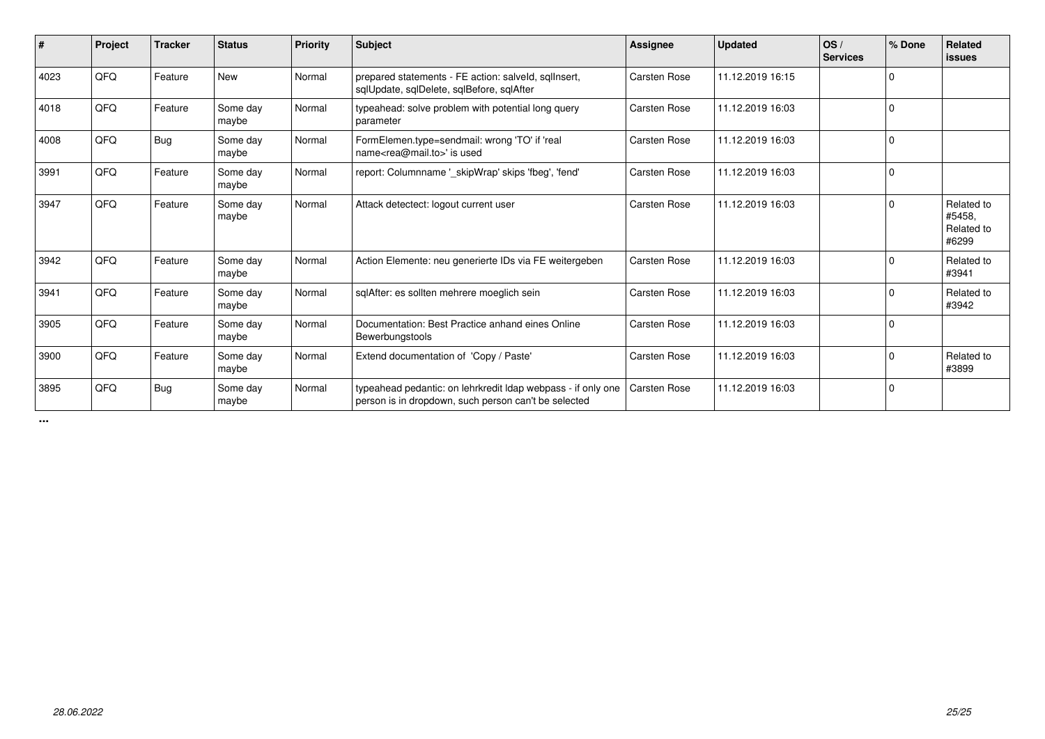| # | Project | Tracker | Status | Priority | Subject | Assignee | Updated | OS / Services | % Done | Related issues |
|---|---|---|---|---|---|---|---|---|---|---|
| 4023 | QFQ | Feature | New | Normal | prepared statements - FE action: salveld, sqlInsert, sqlUpdate, sqlDelete, sqlBefore, sqlAfter | Carsten Rose | 11.12.2019 16:15 | | 0 | |
| 4018 | QFQ | Feature | Some day maybe | Normal | typeahead: solve problem with potential long query parameter | Carsten Rose | 11.12.2019 16:03 | | 0 | |
| 4008 | QFQ | Bug | Some day maybe | Normal | FormElemen.type=sendmail: wrong 'TO' if 'real name<rea@mail.to>' is used | Carsten Rose | 11.12.2019 16:03 | | 0 | |
| 3991 | QFQ | Feature | Some day maybe | Normal | report: Columnname '_skipWrap' skips 'fbeg', 'fend' | Carsten Rose | 11.12.2019 16:03 | | 0 | |
| 3947 | QFQ | Feature | Some day maybe | Normal | Attack detectect: logout current user | Carsten Rose | 11.12.2019 16:03 | | 0 | Related to #5458, Related to #6299 |
| 3942 | QFQ | Feature | Some day maybe | Normal | Action Elemente: neu generierte IDs via FE weitergeben | Carsten Rose | 11.12.2019 16:03 | | 0 | Related to #3941 |
| 3941 | QFQ | Feature | Some day maybe | Normal | sqlAfter: es sollten mehrere moeglich sein | Carsten Rose | 11.12.2019 16:03 | | 0 | Related to #3942 |
| 3905 | QFQ | Feature | Some day maybe | Normal | Documentation: Best Practice anhand eines Online Bewerbungstools | Carsten Rose | 11.12.2019 16:03 | | 0 | |
| 3900 | QFQ | Feature | Some day maybe | Normal | Extend documentation of 'Copy / Paste' | Carsten Rose | 11.12.2019 16:03 | | 0 | Related to #3899 |
| 3895 | QFQ | Bug | Some day maybe | Normal | typeahead pedantic: on lehrkredit ldap webpass - if only one person is in dropdown, such person can't be selected | Carsten Rose | 11.12.2019 16:03 | | 0 | |

...